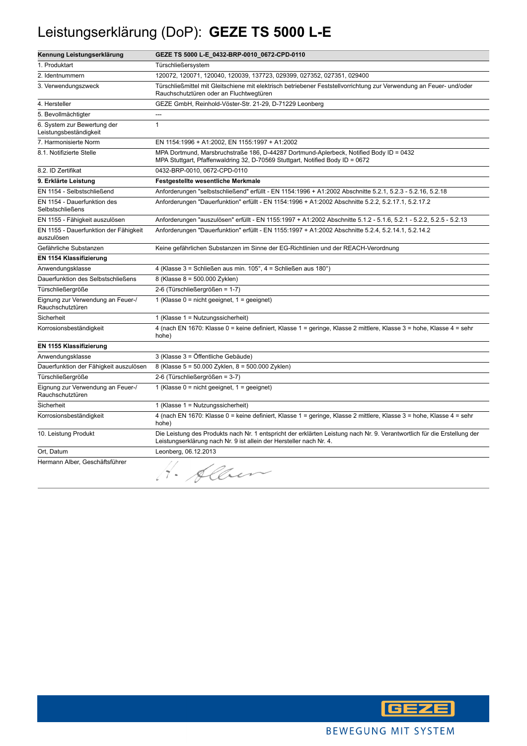# Leistungserklärung (DoP): **GEZE TS 5000 L-E**

| **Kennung Leistungserklärung** | **GEZE TS 5000 L-E_0432-BRP-0010_0672-CPD-0110** |
|---|---|
| 1. Produktart | Türschließersystem |
| 2. Identnummern | 120072, 120071, 120040, 120039, 137723, 029399, 027352, 027351, 029400 |
| 3. Verwendungszweck | Türschließmittel mit Gleitschiene mit elektrisch betriebener Feststellvorrichtung zur Verwendung an Feuer- und/oder Rauchschutztüren oder an Fluchtwegtüren |
| 4. Hersteller | GEZE GmbH, Reinhold-Vöster-Str. 21-29, D-71229 Leonberg |
| 5. Bevollmächtigter | --- |
| 6. System zur Bewertung der Leistungsbeständigkeit | 1 |
| 7. Harmonisierte Norm | EN 1154:1996 + A1:2002, EN 1155:1997 + A1:2002 |
| 8.1. Notifizierte Stelle | MPA Dortmund, Marsbruchstraße 186, D-44287 Dortmund-Aplerbeck, Notified Body ID = 0432<br>MPA Stuttgart, Pfaffenwaldring 32, D-70569 Stuttgart, Notified Body ID = 0672 |
| 8.2. ID Zertifikat | 0432-BRP-0010, 0672-CPD-0110 |
| **9. Erklärte Leistung** | **Festgestellte wesentliche Merkmale** |
| EN 1154 - Selbstschließend | Anforderungen "selbstschließend" erfüllt - EN 1154:1996 + A1:2002 Abschnitte 5.2.1, 5.2.3 - 5.2.16, 5.2.18 |
| EN 1154 - Dauerfunktion des Selbstschließens | Anforderungen "Dauerfunktion" erfüllt - EN 1154:1996 + A1:2002 Abschnitte 5.2.2, 5.2.17.1, 5.2.17.2 |
| EN 1155 - Fähigkeit auszulösen | Anforderungen "auszulösen" erfüllt - EN 1155:1997 + A1:2002 Abschnitte 5.1.2 - 5.1.6, 5.2.1 - 5.2.2, 5.2.5 - 5.2.13 |
| EN 1155 - Dauerfunktion der Fähigkeit auszulösen | Anforderungen "Dauerfunktion" erfüllt - EN 1155:1997 + A1:2002 Abschnitte 5.2.4, 5.2.14.1, 5.2.14.2 |
| Gefährliche Substanzen | Keine gefährlichen Substanzen im Sinne der EG-Richtlinien und der REACH-Verordnung |
| **EN 1154 Klassifizierung** | |
| Anwendungsklasse | 4 (Klasse 3 = Schließen aus min. 105°, 4 = Schließen aus 180°) |
| Dauerfunktion des Selbstschließens | 8 (Klasse 8 = 500.000 Zyklen) |
| Türschließergröße | 2-6 (Türschließergrößen = 1-7) |
| Eignung zur Verwendung an Feuer-/ Rauchschutztüren | 1 (Klasse 0 = nicht geeignet, 1 = geeignet) |
| Sicherheit | 1 (Klasse 1 = Nutzungssicherheit) |
| Korrosionsbeständigkeit | 4 (nach EN 1670: Klasse 0 = keine definiert, Klasse 1 = geringe, Klasse 2 mittlere, Klasse 3 = hohe, Klasse 4 = sehr hohe) |
| **EN 1155 Klassifizierung** | |
| Anwendungsklasse | 3 (Klasse 3 = Öffentliche Gebäude) |
| Dauerfunktion der Fähigkeit auszulösen | 8 (Klasse 5 = 50.000 Zyklen, 8 = 500.000 Zyklen) |
| Türschließergröße | 2-6 (Türschließergrößen = 3-7) |
| Eignung zur Verwendung an Feuer-/ Rauchschutztüren | 1 (Klasse 0 = nicht geeignet, 1 = geeignet) |
| Sicherheit | 1 (Klasse 1 = Nutzungssicherheit) |
| Korrosionsbeständigkeit | 4 (nach EN 1670: Klasse 0 = keine definiert, Klasse 1 = geringe, Klasse 2 mittlere, Klasse 3 = hohe, Klasse 4 = sehr hohe) |
| 10. Leistung Produkt | Die Leistung des Produkts nach Nr. 1 entspricht der erklärten Leistung nach Nr. 9. Verantwortlich für die Erstellung der Leistungserklärung nach Nr. 9 ist allein der Hersteller nach Nr. 4. |
| Ort, Datum | Leonberg, 06.12.2013 |
| Hermann Alber, Geschäftsführer | H. Alber |

GEZE

BEWEGUNG MIT SYSTEM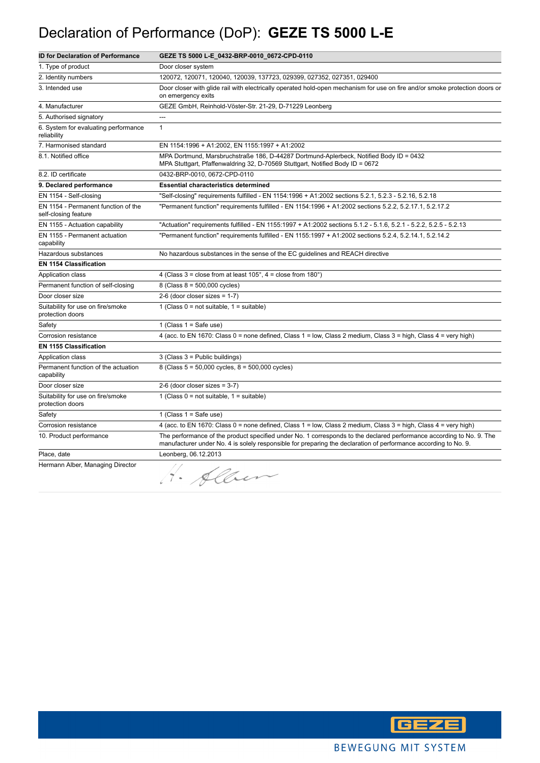# Declaration of Performance (DoP): **GEZE TS 5000 L-E**

| **ID for Declaration of Performance** | **GEZE TS 5000 L-E_0432-BRP-0010_0672-CPD-0110** |
|---|---|
| 1. Type of product | Door closer system |
| 2. Identity numbers | 120072, 120071, 120040, 120039, 137723, 029399, 027352, 027351, 029400 |
| 3. Intended use | Door closer with glide rail with electrically operated hold-open mechanism for use on fire and/or smoke protection doors or on emergency exits |
| 4. Manufacturer | GEZE GmbH, Reinhold-Vöster-Str. 21-29, D-71229 Leonberg |
| 5. Authorised signatory | --- |
| 6. System for evaluating performance reliability | 1 |
| 7. Harmonised standard | EN 1154:1996 + A1:2002, EN 1155:1997 + A1:2002 |
| 8.1. Notified office | MPA Dortmund, Marsbruchstraße 186, D-44287 Dortmund-Aplerbeck, Notified Body ID = 0432<br>MPA Stuttgart, Pfaffenwaldring 32, D-70569 Stuttgart, Notified Body ID = 0672 |
| 8.2. ID certificate | 0432-BRP-0010, 0672-CPD-0110 |
| **9. Declared performance** | **Essential characteristics determined** |
| EN 1154 - Self-closing | "Self-closing" requirements fulfilled - EN 1154:1996 + A1:2002 sections 5.2.1, 5.2.3 - 5.2.16, 5.2.18 |
| EN 1154 - Permanent function of the self-closing feature | "Permanent function" requirements fulfilled - EN 1154:1996 + A1:2002 sections 5.2.2, 5.2.17.1, 5.2.17.2 |
| EN 1155 - Actuation capability | "Actuation" requirements fulfilled - EN 1155:1997 + A1:2002 sections 5.1.2 - 5.1.6, 5.2.1 - 5.2.2, 5.2.5 - 5.2.13 |
| EN 1155 - Permanent actuation capability | "Permanent function" requirements fulfilled - EN 1155:1997 + A1:2002 sections 5.2.4, 5.2.14.1, 5.2.14.2 |
| Hazardous substances | No hazardous substances in the sense of the EC guidelines and REACH directive |
| **EN 1154 Classification** | |
| Application class | 4 (Class 3 = close from at least 105°, 4 = close from 180°) |
| Permanent function of self-closing | 8 (Class 8 = 500,000 cycles) |
| Door closer size | 2-6 (door closer sizes = 1-7) |
| Suitability for use on fire/smoke protection doors | 1 (Class 0 = not suitable, 1 = suitable) |
| Safety | 1 (Class 1 = Safe use) |
| Corrosion resistance | 4 (acc. to EN 1670: Class 0 = none defined, Class 1 = low, Class 2 medium, Class 3 = high, Class 4 = very high) |
| **EN 1155 Classification** | |
| Application class | 3 (Class 3 = Public buildings) |
| Permanent function of the actuation capability | 8 (Class 5 = 50,000 cycles, 8 = 500,000 cycles) |
| Door closer size | 2-6 (door closer sizes = 3-7) |
| Suitability for use on fire/smoke protection doors | 1 (Class 0 = not suitable, 1 = suitable) |
| Safety | 1 (Class 1 = Safe use) |
| Corrosion resistance | 4 (acc. to EN 1670: Class 0 = none defined, Class 1 = low, Class 2 medium, Class 3 = high, Class 4 = very high) |
| 10. Product performance | The performance of the product specified under No. 1 corresponds to the declared performance according to No. 9. The manufacturer under No. 4 is solely responsible for preparing the declaration of performance according to No. 9. |
| Place, date | Leonberg, 06.12.2013 |
| Hermann Alber, Managing Director | H. Alber |

BEWEGUNG MIT SYSTEM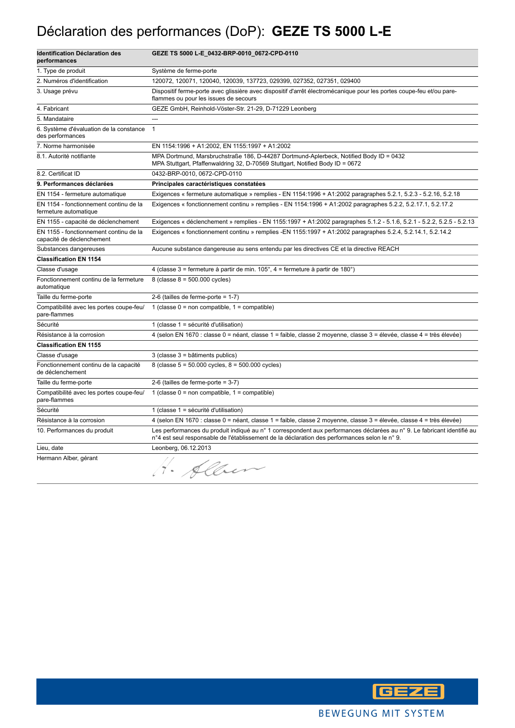# Déclaration des performances (DoP): **GEZE TS 5000 L-E**

| **Identification Déclaration des performances** | **GEZE TS 5000 L-E_0432-BRP-0010_0672-CPD-0110** |
|---|---|
| 1. Type de produit | Système de ferme-porte |
| 2. Numéros d'identification | 120072, 120071, 120040, 120039, 137723, 029399, 027352, 027351, 029400 |
| 3. Usage prévu | Dispositif ferme-porte avec glissière avec dispositif d'arrêt électromécanique pour les portes coupe-feu et/ou pare-flammes ou pour les issues de secours |
| 4. Fabricant | GEZE GmbH, Reinhold-Vöster-Str. 21-29, D-71229 Leonberg |
| 5. Mandataire | --- |
| 6. Système d'évaluation de la constance des performances | 1 |
| 7. Norme harmonisée | EN 1154:1996 + A1:2002, EN 1155:1997 + A1:2002 |
| 8.1. Autorité notifiante | MPA Dortmund, Marsbruchstraße 186, D-44287 Dortmund-Aplerbeck, Notified Body ID = 0432<br>MPA Stuttgart, Pfaffenwaldring 32, D-70569 Stuttgart, Notified Body ID = 0672 |
| 8.2. Certificat ID | 0432-BRP-0010, 0672-CPD-0110 |
| **9. Performances déclarées** | **Principales caractéristiques constatées** |
| EN 1154 - fermeture automatique | Exigences « fermeture automatique » remplies - EN 1154:1996 + A1:2002 paragraphes 5.2.1, 5.2.3 - 5.2.16, 5.2.18 |
| EN 1154 - fonctionnement continu de la fermeture automatique | Exigences « fonctionnement continu » remplies - EN 1154:1996 + A1:2002 paragraphes 5.2.2, 5.2.17.1, 5.2.17.2 |
| EN 1155 - capacité de déclenchement | Exigences « déclenchement » remplies - EN 1155:1997 + A1:2002 paragraphes 5.1.2 - 5.1.6, 5.2.1 - 5.2.2, 5.2.5 - 5.2.13 |
| EN 1155 - fonctionnement continu de la capacité de déclenchement | Exigences « fonctionnement continu » remplies -EN 1155:1997 + A1:2002 paragraphes 5.2.4, 5.2.14.1, 5.2.14.2 |
| Substances dangereuses | Aucune substance dangereuse au sens entendu par les directives CE et la directive REACH |
| **Classification EN 1154** | |
| Classe d'usage | 4 (classe 3 = fermeture à partir de min. 105°, 4 = fermeture à partir de 180°) |
| Fonctionnement continu de la fermeture automatique | 8 (classe 8 = 500.000 cycles) |
| Taille du ferme-porte | 2-6 (tailles de ferme-porte = 1-7) |
| Compatibilité avec les portes coupe-feu/ pare-flammes | 1 (classe 0 = non compatible, 1 = compatible) |
| Sécurité | 1 (classe 1 = sécurité d'utilisation) |
| Résistance à la corrosion | 4 (selon EN 1670 : classe 0 = néant, classe 1 = faible, classe 2 moyenne, classe 3 = élevée, classe 4 = très élevée) |
| **Classification EN 1155** | |
| Classe d'usage | 3 (classe 3 = bâtiments publics) |
| Fonctionnement continu de la capacité de déclenchement | 8 (classe 5 = 50.000 cycles, 8 = 500.000 cycles) |
| Taille du ferme-porte | 2-6 (tailles de ferme-porte = 3-7) |
| Compatibilité avec les portes coupe-feu/ pare-flammes | 1 (classe 0 = non compatible, 1 = compatible) |
| Sécurité | 1 (classe 1 = sécurité d'utilisation) |
| Résistance à la corrosion | 4 (selon EN 1670 : classe 0 = néant, classe 1 = faible, classe 2 moyenne, classe 3 = élevée, classe 4 = très élevée) |
| 10. Performances du produit | Les performances du produit indiqué au n° 1 correspondent aux performances déclarées au n° 9. Le fabricant identifié au n°4 est seul responsable de l'établissement de la déclaration des performances selon le n° 9. |
| Lieu, date | Leonberg, 06.12.2013 |
| Hermann Alber, gérant | H. Alber |

BEWEGUNG MIT SYSTEM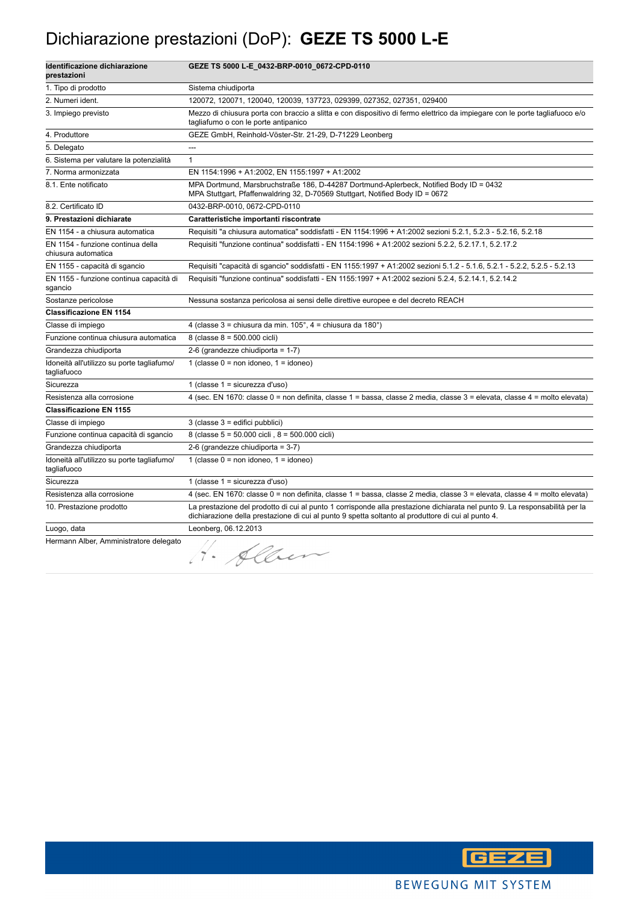# Dichiarazione prestazioni (DoP): **GEZE TS 5000 L-E**

| **Identificazione dichiarazione prestazioni** | **GEZE TS 5000 L-E_0432-BRP-0010_0672-CPD-0110** |
|---|---|
| 1. Tipo di prodotto | Sistema chiudiporta |
| 2. Numeri ident. | 120072, 120071, 120040, 120039, 137723, 029399, 027352, 027351, 029400 |
| 3. Impiego previsto | Mezzo di chiusura porta con braccio a slitta e con dispositivo di fermo elettrico da impiegare con le porte tagliafuoco e/o tagliafumo o con le porte antipanico |
| 4. Produttore | GEZE GmbH, Reinhold-Vöster-Str. 21-29, D-71229 Leonberg |
| 5. Delegato | --- |
| 6. Sistema per valutare la potenzialità | 1 |
| 7. Norma armonizzata | EN 1154:1996 + A1:2002, EN 1155:1997 + A1:2002 |
| 8.1. Ente notificato | MPA Dortmund, Marsbruchstraße 186, D-44287 Dortmund-Aplerbeck, Notified Body ID = 0432<br>MPA Stuttgart, Pfaffenwaldring 32, D-70569 Stuttgart, Notified Body ID = 0672 |
| 8.2. Certificato ID | 0432-BRP-0010, 0672-CPD-0110 |
| **9. Prestazioni dichiarate** | **Caratteristiche importanti riscontrate** |
| EN 1154 - a chiusura automatica | Requisiti "a chiusura automatica" soddisfatti - EN 1154:1996 + A1:2002 sezioni 5.2.1, 5.2.3 - 5.2.16, 5.2.18 |
| EN 1154 - funzione continua della chiusura automatica | Requisiti "funzione continua" soddisfatti - EN 1154:1996 + A1:2002 sezioni 5.2.2, 5.2.17.1, 5.2.17.2 |
| EN 1155 - capacità di sgancio | Requisiti "capacità di sgancio" soddisfatti - EN 1155:1997 + A1:2002 sezioni 5.1.2 - 5.1.6, 5.2.1 - 5.2.2, 5.2.5 - 5.2.13 |
| EN 1155 - funzione continua capacità di sgancio | Requisiti "funzione continua" soddisfatti - EN 1155:1997 + A1:2002 sezioni 5.2.4, 5.2.14.1, 5.2.14.2 |
| Sostanze pericolose | Nessuna sostanza pericolosa ai sensi delle direttive europee e del decreto REACH |
| **Classificazione EN 1154** | |
| Classe di impiego | 4 (classe 3 = chiusura da min. 105°, 4 = chiusura da 180°) |
| Funzione continua chiusura automatica | 8 (classe 8 = 500.000 cicli) |
| Grandezza chiudiporta | 2-6 (grandezze chiudiporta = 1-7) |
| Idoneità all'utilizzo su porte tagliafumo/ tagliafuoco | 1 (classe 0 = non idoneo, 1 = idoneo) |
| Sicurezza | 1 (classe 1 = sicurezza d'uso) |
| Resistenza alla corrosione | 4 (sec. EN 1670: classe 0 = non definita, classe 1 = bassa, classe 2 media, classe 3 = elevata, classe 4 = molto elevata) |
| **Classificazione EN 1155** | |
| Classe di impiego | 3 (classe 3 = edifici pubblici) |
| Funzione continua capacità di sgancio | 8 (classe 5 = 50.000 cicli , 8 = 500.000 cicli) |
| Grandezza chiudiporta | 2-6 (grandezze chiudiporta = 3-7) |
| Idoneità all'utilizzo su porte tagliafumo/ tagliafuoco | 1 (classe 0 = non idoneo, 1 = idoneo) |
| Sicurezza | 1 (classe 1 = sicurezza d'uso) |
| Resistenza alla corrosione | 4 (sec. EN 1670: classe 0 = non definita, classe 1 = bassa, classe 2 media, classe 3 = elevata, classe 4 = molto elevata) |
| 10. Prestazione prodotto | La prestazione del prodotto di cui al punto 1 corrisponde alla prestazione dichiarata nel punto 9. La responsabilità per la dichiarazione della prestazione di cui al punto 9 spetta soltanto al produttore di cui al punto 4. |
| Luogo, data | Leonberg, 06.12.2013 |
| Hermann Alber, Amministratore delegato | H. Alber |

GEZE

BEWEGUNG MIT SYSTEM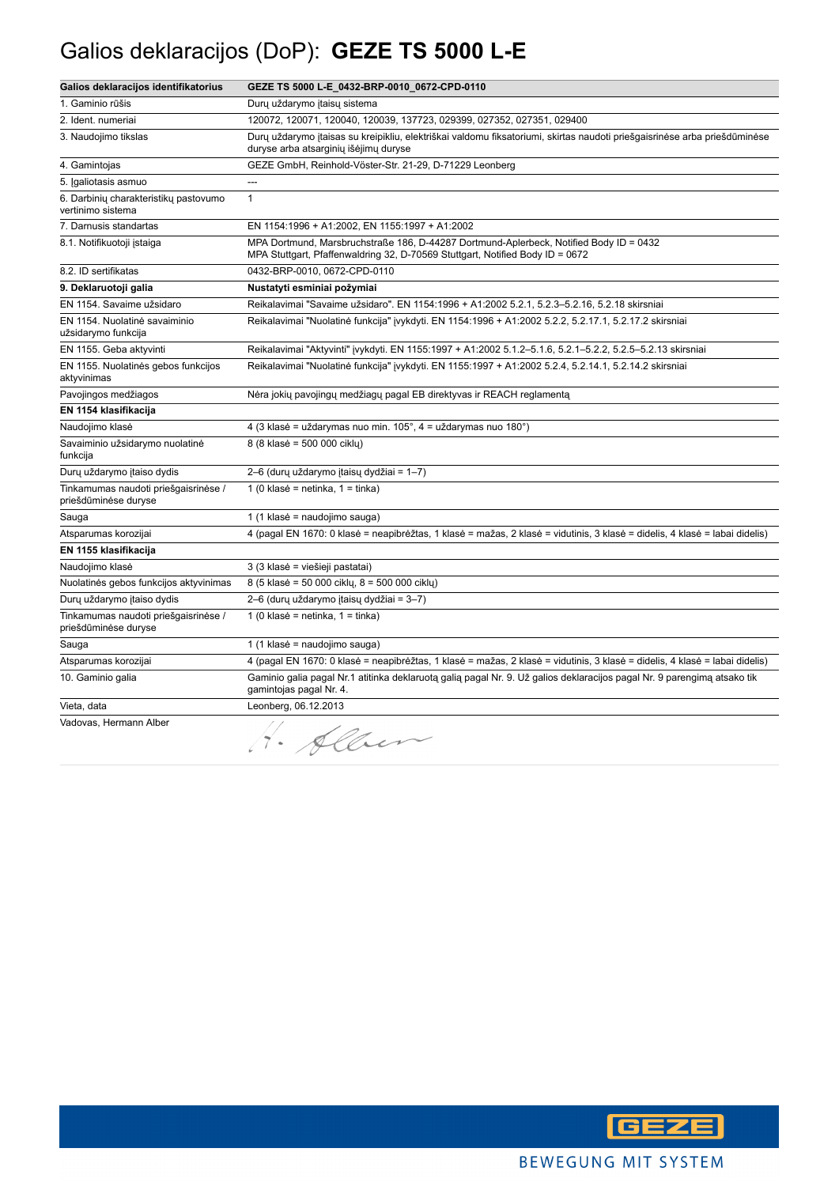# Galios deklaracijos (DoP): **GEZE TS 5000 L-E**

| **Galios deklaracijos identifikatorius** | **GEZE TS 5000 L-E_0432-BRP-0010_0672-CPD-0110** |
|---|---|
| 1. Gaminio rūšis | Durų uždarymo įtaisų sistema |
| 2. Ident. numeriai | 120072, 120071, 120040, 120039, 137723, 029399, 027352, 027351, 029400 |
| 3. Naudojimo tikslas | Durų uždarymo įtaisas su kreipikliu, elektriškai valdomu fiksatoriumi, skirtas naudoti priešgaisrinėse arba priešdūminėse duryse arba atsarginių išėjimų duryse |
| 4. Gamintojas | GEZE GmbH, Reinhold-Vöster-Str. 21-29, D-71229 Leonberg |
| 5. Įgaliotasis asmuo | --- |
| 6. Darbinių charakteristikų pastovumo vertinimo sistema | 1 |
| 7. Darnusis standartas | EN 1154:1996 + A1:2002, EN 1155:1997 + A1:2002 |
| 8.1. Notifikuotoji įstaiga | MPA Dortmund, Marsbruchstraße 186, D-44287 Dortmund-Aplerbeck, Notified Body ID = 0432<br>MPA Stuttgart, Pfaffenwaldring 32, D-70569 Stuttgart, Notified Body ID = 0672 |
| 8.2. ID sertifikatas | 0432-BRP-0010, 0672-CPD-0110 |
| **9. Deklaruotoji galia** | **Nustatyti esminiai požymiai** |
| EN 1154. Savaime užsidaro | Reikalavimai "Savaime užsidaro". EN 1154:1996 + A1:2002 5.2.1, 5.2.3–5.2.16, 5.2.18 skirsniai |
| EN 1154. Nuolatinė savaiminio užsidarymo funkcija | Reikalavimai "Nuolatinė funkcija" įvykdyti. EN 1154:1996 + A1:2002 5.2.2, 5.2.17.1, 5.2.17.2 skirsniai |
| EN 1155. Geba aktyvinti | Reikalavimai "Aktyvinti" įvykdyti. EN 1155:1997 + A1:2002 5.1.2–5.1.6, 5.2.1–5.2.2, 5.2.5–5.2.13 skirsniai |
| EN 1155. Nuolatinės gebos funkcijos aktyvinimas | Reikalavimai "Nuolatinė funkcija" įvykdyti. EN 1155:1997 + A1:2002 5.2.4, 5.2.14.1, 5.2.14.2 skirsniai |
| Pavojingos medžiagos | Nėra jokių pavojingų medžiagų pagal EB direktyvas ir REACH reglamentą |
| **EN 1154 klasifikacija** | |
| Naudojimo klasė | 4 (3 klasė = uždarymas nuo min. 105°, 4 = uždarymas nuo 180°) |
| Savaiminio užsidarymo nuolatinė funkcija | 8 (8 klasė = 500 000 ciklų) |
| Durų uždarymo įtaiso dydis | 2–6 (durų uždarymo įtaisų dydžiai = 1–7) |
| Tinkamumas naudoti priešgaisrinėse / priešdūminėse duryse | 1 (0 klasė = netinka, 1 = tinka) |
| Sauga | 1 (1 klasė = naudojimo sauga) |
| Atsparumas korozijai | 4 (pagal EN 1670: 0 klasė = neapibrėžtas, 1 klasė = mažas, 2 klasė = vidutinis, 3 klasė = didelis, 4 klasė = labai didelis) |
| **EN 1155 klasifikacija** | |
| Naudojimo klasė | 3 (3 klasė = viešieji pastatai) |
| Nuolatinės gebos funkcijos aktyvinimas | 8 (5 klasė = 50 000 ciklų, 8 = 500 000 ciklų) |
| Durų uždarymo įtaiso dydis | 2–6 (durų uždarymo įtaisų dydžiai = 3–7) |
| Tinkamumas naudoti priešgaisrinėse / priešdūminėse duryse | 1 (0 klasė = netinka, 1 = tinka) |
| Sauga | 1 (1 klasė = naudojimo sauga) |
| Atsparumas korozijai | 4 (pagal EN 1670: 0 klasė = neapibrėžtas, 1 klasė = mažas, 2 klasė = vidutinis, 3 klasė = didelis, 4 klasė = labai didelis) |
| 10. Gaminio galia | Gaminio galia pagal Nr.1 atitinka deklaruotą galią pagal Nr. 9. Už galios deklaracijos pagal Nr. 9 parengimą atsako tik gamintojas pagal Nr. 4. |
| Vieta, data | Leonberg, 06.12.2013 |
| Vadovas, Hermann Alber | H. Alber |

GEZE

BEWEGUNG MIT SYSTEM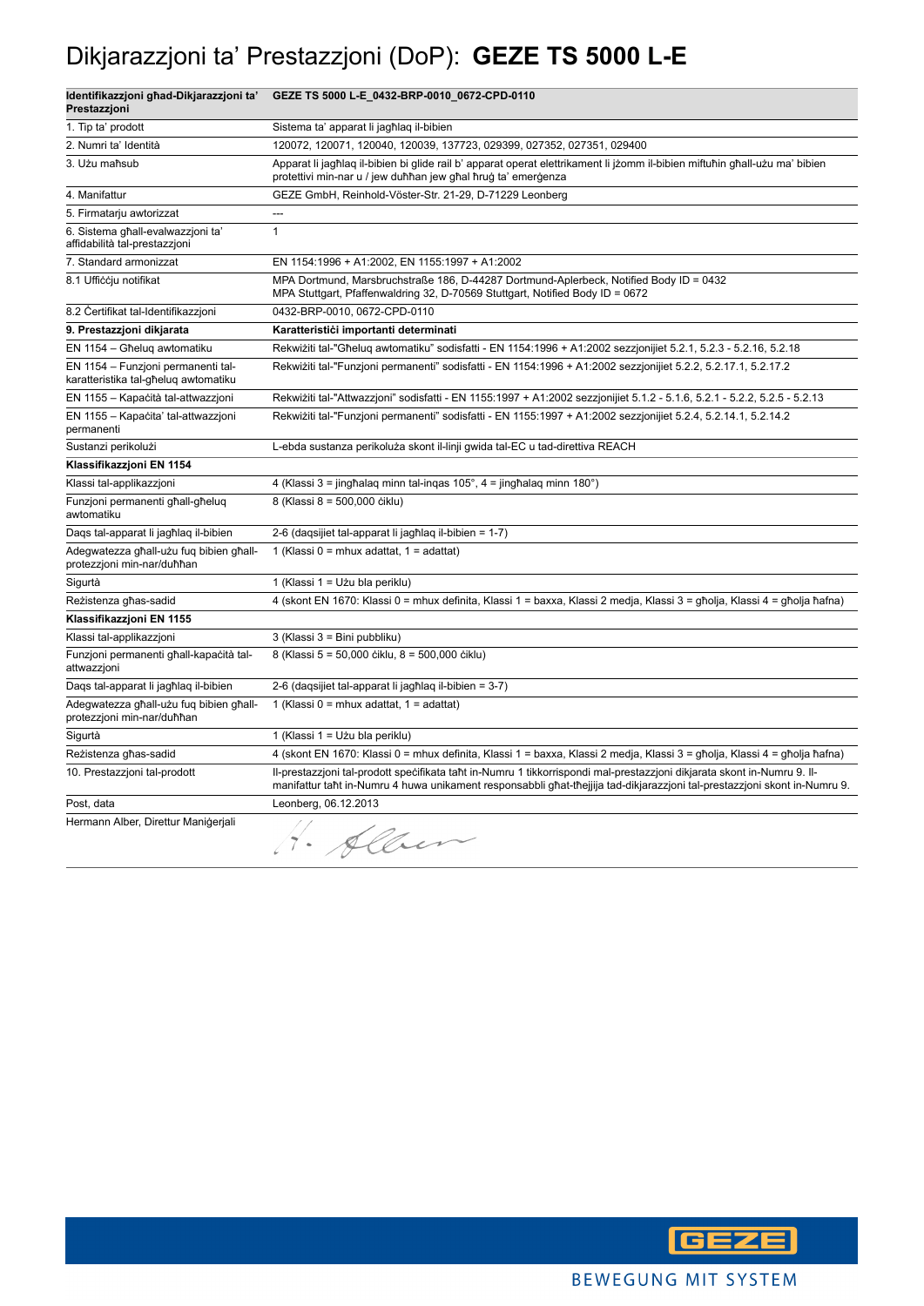# Dikjarazzjoni ta' Prestazzjoni (DoP): **GEZE TS 5000 L-E**

| **Identifikazzjoni għad-Dikjarazzjoni ta' Prestazzjoni** | **GEZE TS 5000 L-E_0432-BRP-0010_0672-CPD-0110** |
|---|---|
| 1. Tip ta' prodott | Sistema ta' apparat li jagħlaq il-bibien |
| 2. Numri ta' Identità | 120072, 120071, 120040, 120039, 137723, 029399, 027352, 027351, 029400 |
| 3. Użu maħsub | Apparat li jagħlaq il-bibien bi glide rail b' apparat operat elettrikament li jżomm il-bibien miftuħin għall-użu ma' bibien protettivi min-nar u / jew duħħan jew għal ħruġ ta' emerġenza |
| 4. Manifattur | GEZE GmbH, Reinhold-Vöster-Str. 21-29, D-71229 Leonberg |
| 5. Firmatarju awtorizzat | --- |
| 6. Sistema għall-evalwazzjoni ta' affidabilità tal-prestazzjoni | 1 |
| 7. Standard armonizzat | EN 1154:1996 + A1:2002, EN 1155:1997 + A1:2002 |
| 8.1 Uffiċċju notifikat | MPA Dortmund, Marsbruchstraße 186, D-44287 Dortmund-Aplerbeck, Notified Body ID = 0432<br>MPA Stuttgart, Pfaffenwaldring 32, D-70569 Stuttgart, Notified Body ID = 0672 |
| 8.2 Ċertifikat tal-Identifikazzjoni | 0432-BRP-0010, 0672-CPD-0110 |
| **9. Prestazzjoni dikjarata** | **Karatteristiċi importanti determinati** |
| EN 1154 – Għeluq awtomatiku | Rekwiżiti tal-"Għeluq awtomatiku" sodisfatti - EN 1154:1996 + A1:2002 sezzjonijiet 5.2.1, 5.2.3 - 5.2.16, 5.2.18 |
| EN 1154 – Funzjoni permanenti tal-karatteristika tal-għeluq awtomatiku | Rekwiżiti tal-"Funzjoni permanenti" sodisfatti - EN 1154:1996 + A1:2002 sezzjonijiet 5.2.2, 5.2.17.1, 5.2.17.2 |
| EN 1155 – Kapaċità tal-attwazzjoni | Rekwiżiti tal-"Attwazzjoni" sodisfatti - EN 1155:1997 + A1:2002 sezzjonijiet 5.1.2 - 5.1.6, 5.2.1 - 5.2.2, 5.2.5 - 5.2.13 |
| EN 1155 – Kapaċita' tal-attwazzjoni permanenti | Rekwiżiti tal-"Funzjoni permanenti" sodisfatti - EN 1155:1997 + A1:2002 sezzjonijiet 5.2.4, 5.2.14.1, 5.2.14.2 |
| Sustanzi perikolużi | L-ebda sustanza perikoluża skont il-linji gwida tal-EC u tad-direttiva REACH |
| **Klassifikazzjoni EN 1154** | |
| Klassi tal-applikazzjoni | 4 (Klassi 3 = jingħalaq minn tal-inqas 105°, 4 = jingħalaq minn 180°) |
| Funzjoni permanenti għall-għeluq awtomatiku | 8 (Klassi 8 = 500,000 ċiklu) |
| Daqs tal-apparat li jagħlaq il-bibien | 2-6 (daqsijiet tal-apparat li jagħlaq il-bibien = 1-7) |
| Adegwatezza għall-użu fuq bibien għall-protezzjoni min-nar/duħħan | 1 (Klassi 0 = mhux adattat, 1 = adattat) |
| Sigurtà | 1 (Klassi 1 = Użu bla periklu) |
| Reżistenza għas-sadid | 4 (skont EN 1670: Klassi 0 = mhux definita, Klassi 1 = baxxa, Klassi 2 medja, Klassi 3 = għolja, Klassi 4 = għolja ħafna) |
| **Klassifikazzjoni EN 1155** | |
| Klassi tal-applikazzjoni | 3 (Klassi 3 = Bini pubbliku) |
| Funzjoni permanenti għall-kapaċità tal-attwazzjoni | 8 (Klassi 5 = 50,000 ċiklu, 8 = 500,000 ċiklu) |
| Daqs tal-apparat li jagħlaq il-bibien | 2-6 (daqsijiet tal-apparat li jagħlaq il-bibien = 3-7) |
| Adegwatezza għall-użu fuq bibien għall-protezzjoni min-nar/duħħan | 1 (Klassi 0 = mhux adattat, 1 = adattat) |
| Sigurtà | 1 (Klassi 1 = Użu bla periklu) |
| Reżistenza għas-sadid | 4 (skont EN 1670: Klassi 0 = mhux definita, Klassi 1 = baxxa, Klassi 2 medja, Klassi 3 = għolja, Klassi 4 = għolja ħafna) |
| 10. Prestazzjoni tal-prodott | Il-prestazzjoni tal-prodott speċifikata taħt in-Numru 1 tikkorrispondi mal-prestazzjoni dikjarata skont in-Numru 9. Il-manifattur taħt in-Numru 4 huwa unikament responsabbli għat-tħejjija tad-dikjarazzjoni tal-prestazzjoni skont in-Numru 9. |
| Post, data | Leonberg, 06.12.2013 |
| Hermann Alber, Direttur Maniġerjali | H. Alber |

GEZE

BEWEGUNG MIT SYSTEM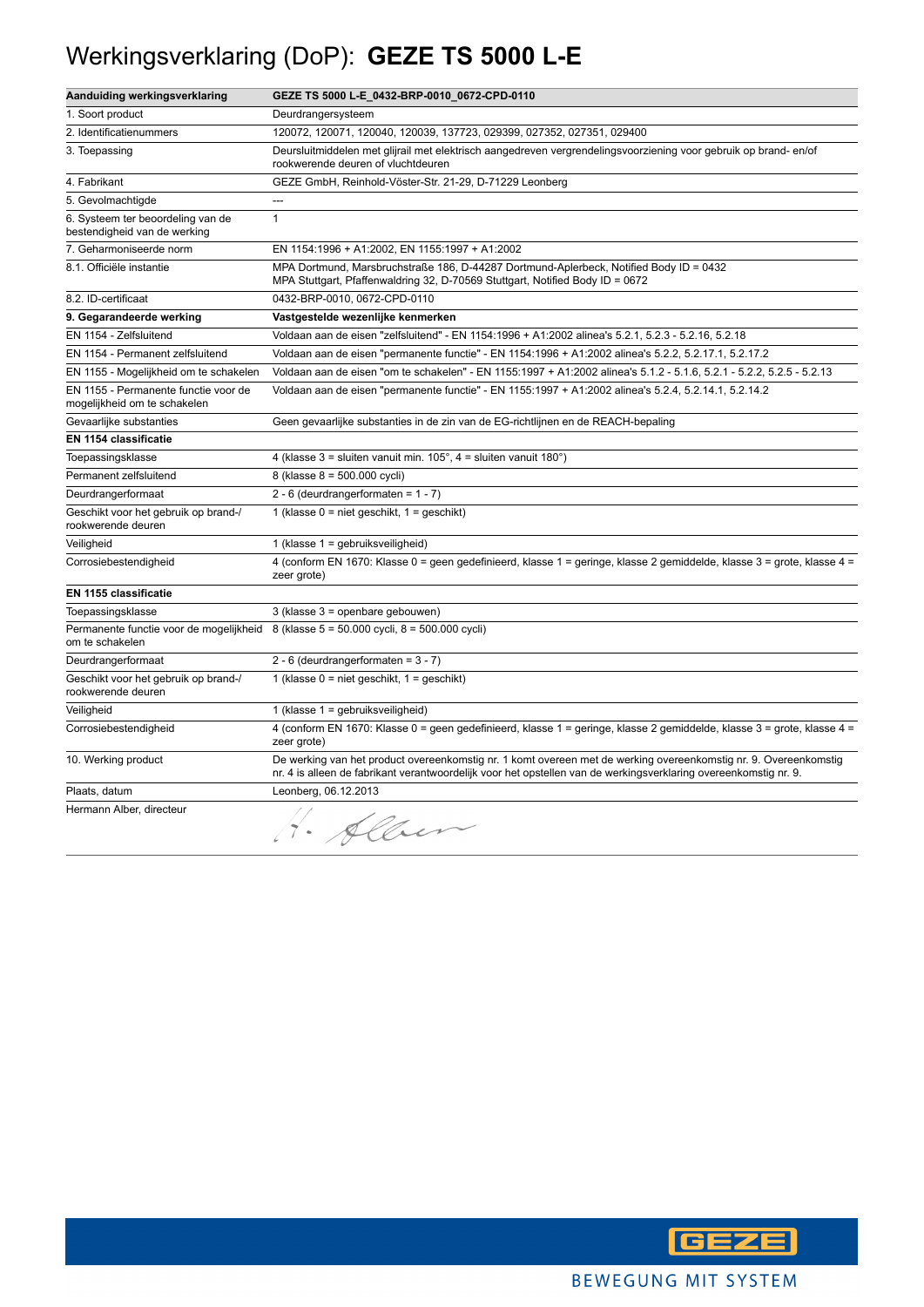# Werkingsverklaring (DoP): **GEZE TS 5000 L-E**

| **Aanduiding werkingsverklaring** | **GEZE TS 5000 L-E_0432-BRP-0010_0672-CPD-0110** |
|---|---|
| 1. Soort product | Deurdrangersysteem |
| 2. Identificatienummers | 120072, 120071, 120040, 120039, 137723, 029399, 027352, 027351, 029400 |
| 3. Toepassing | Deursluitmiddelen met glijrail met elektrisch aangedreven vergrendelingsvoorziening voor gebruik op brand- en/of rookwerende deuren of vluchtdeuren |
| 4. Fabrikant | GEZE GmbH, Reinhold-Vöster-Str. 21-29, D-71229 Leonberg |
| 5. Gevolmachtigde | --- |
| 6. Systeem ter beoordeling van de bestendigheid van de werking | 1 |
| 7. Geharmoniseerde norm | EN 1154:1996 + A1:2002, EN 1155:1997 + A1:2002 |
| 8.1. Officiële instantie | MPA Dortmund, Marsbruchstraße 186, D-44287 Dortmund-Aplerbeck, Notified Body ID = 0432<br>MPA Stuttgart, Pfaffenwaldring 32, D-70569 Stuttgart, Notified Body ID = 0672 |
| 8.2. ID-certificaat | 0432-BRP-0010, 0672-CPD-0110 |
| **9. Gegarandeerde werking** | **Vastgestelde wezenlijke kenmerken** |
| EN 1154 - Zelfsluitend | Voldaan aan de eisen "zelfsluitend" - EN 1154:1996 + A1:2002 alinea's 5.2.1, 5.2.3 - 5.2.16, 5.2.18 |
| EN 1154 - Permanent zelfsluitend | Voldaan aan de eisen "permanente functie" - EN 1154:1996 + A1:2002 alinea's 5.2.2, 5.2.17.1, 5.2.17.2 |
| EN 1155 - Mogelijkheid om te schakelen | Voldaan aan de eisen "om te schakelen" - EN 1155:1997 + A1:2002 alinea's 5.1.2 - 5.1.6, 5.2.1 - 5.2.2, 5.2.5 - 5.2.13 |
| EN 1155 - Permanente functie voor de mogelijkheid om te schakelen | Voldaan aan de eisen "permanente functie" - EN 1155:1997 + A1:2002 alinea's 5.2.4, 5.2.14.1, 5.2.14.2 |
| Gevaarlijke substanties | Geen gevaarlijke substanties in de zin van de EG-richtlijnen en de REACH-bepaling |
| **EN 1154 classificatie** | |
| Toepassingsklasse | 4 (klasse 3 = sluiten vanuit min. 105°, 4 = sluiten vanuit 180°) |
| Permanent zelfsluitend | 8 (klasse 8 = 500.000 cycli) |
| Deurdrangerformaat | 2 - 6 (deurdrangerformaten = 1 - 7) |
| Geschikt voor het gebruik op brand-/rookwerende deuren | 1 (klasse 0 = niet geschikt, 1 = geschikt) |
| Veiligheid | 1 (klasse 1 = gebruiksveiligheid) |
| Corrosiebestendigheid | 4 (conform EN 1670: Klasse 0 = geen gedefinieerd, klasse 1 = geringe, klasse 2 gemiddelde, klasse 3 = grote, klasse 4 = zeer grote) |
| **EN 1155 classificatie** | |
| Toepassingsklasse | 3 (klasse 3 = openbare gebouwen) |
| Permanente functie voor de mogelijkheid om te schakelen | 8 (klasse 5 = 50.000 cycli, 8 = 500.000 cycli) |
| Deurdrangerformaat | 2 - 6 (deurdrangerformaten = 3 - 7) |
| Geschikt voor het gebruik op brand-/rookwerende deuren | 1 (klasse 0 = niet geschikt, 1 = geschikt) |
| Veiligheid | 1 (klasse 1 = gebruiksveiligheid) |
| Corrosiebestendigheid | 4 (conform EN 1670: Klasse 0 = geen gedefinieerd, klasse 1 = geringe, klasse 2 gemiddelde, klasse 3 = grote, klasse 4 = zeer grote) |
| 10. Werking product | De werking van het product overeenkomstig nr. 1 komt overeen met de werking overeenkomstig nr. 9. Overeenkomstig nr. 4 is alleen de fabrikant verantwoordelijk voor het opstellen van de werkingsverklaring overeenkomstig nr. 9. |
| Plaats, datum | Leonberg, 06.12.2013 |
| Hermann Alber, directeur | H. Alber |

GEZE

BEWEGUNG MIT SYSTEM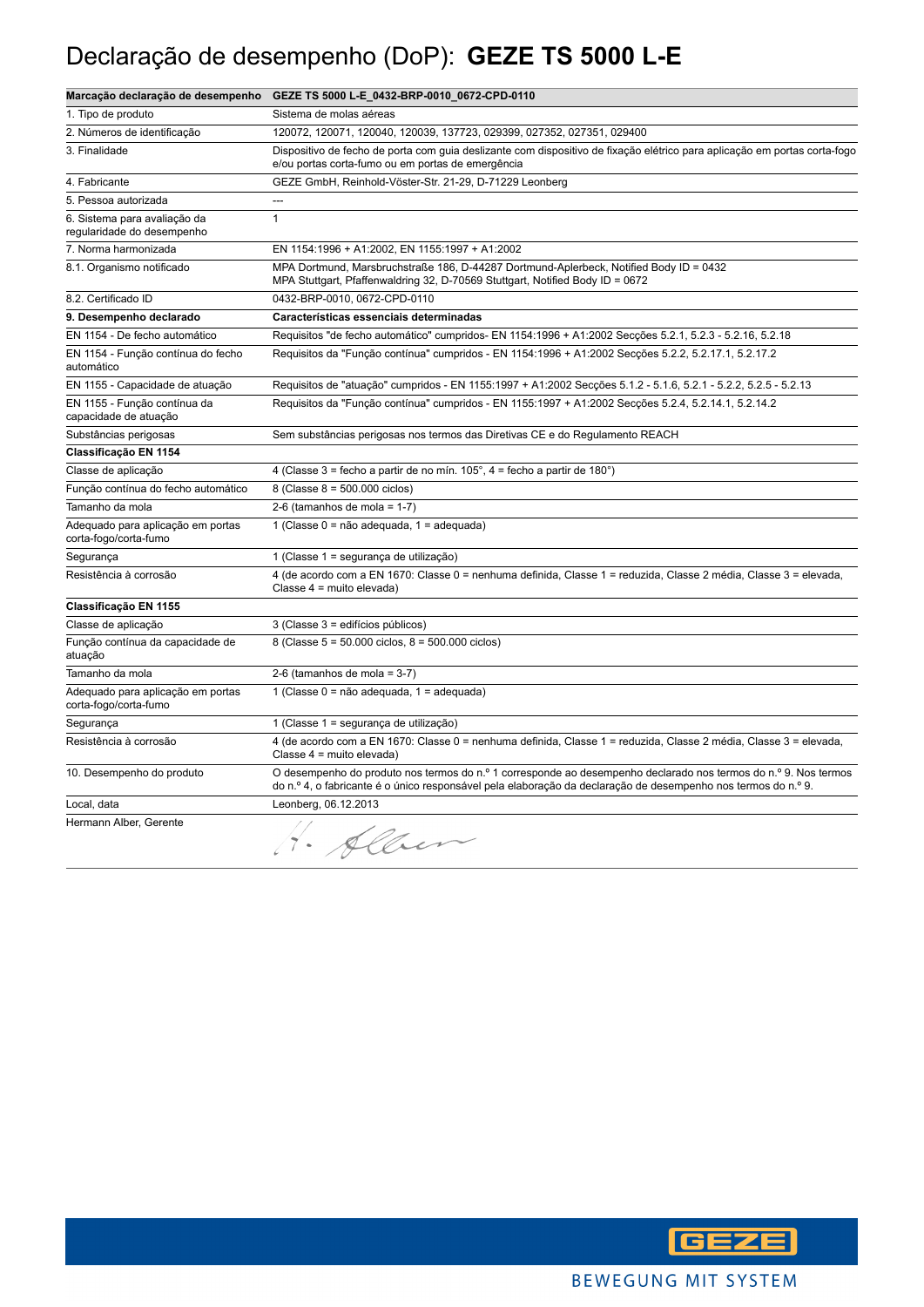# Declaração de desempenho (DoP): **GEZE TS 5000 L-E**

| **Marcação declaração de desempenho** | **GEZE TS 5000 L-E_0432-BRP-0010_0672-CPD-0110** |
|---|---|
| 1. Tipo de produto | Sistema de molas aéreas |
| 2. Números de identificação | 120072, 120071, 120040, 120039, 137723, 029399, 027352, 027351, 029400 |
| 3. Finalidade | Dispositivo de fecho de porta com guia deslizante com dispositivo de fixação elétrico para aplicação em portas corta-fogo e/ou portas corta-fumo ou em portas de emergência |
| 4. Fabricante | GEZE GmbH, Reinhold-Vöster-Str. 21-29, D-71229 Leonberg |
| 5. Pessoa autorizada | --- |
| 6. Sistema para avaliação da regularidade do desempenho | 1 |
| 7. Norma harmonizada | EN 1154:1996 + A1:2002, EN 1155:1997 + A1:2002 |
| 8.1. Organismo notificado | MPA Dortmund, Marsbruchstraße 186, D-44287 Dortmund-Aplerbeck, Notified Body ID = 0432<br>MPA Stuttgart, Pfaffenwaldring 32, D-70569 Stuttgart, Notified Body ID = 0672 |
| 8.2. Certificado ID | 0432-BRP-0010, 0672-CPD-0110 |
| **9. Desempenho declarado** | **Características essenciais determinadas** |
| EN 1154 - De fecho automático | Requisitos "de fecho automático" cumpridos- EN 1154:1996 + A1:2002 Secções 5.2.1, 5.2.3 - 5.2.16, 5.2.18 |
| EN 1154 - Função contínua do fecho automático | Requisitos da "Função contínua" cumpridos - EN 1154:1996 + A1:2002 Secções 5.2.2, 5.2.17.1, 5.2.17.2 |
| EN 1155 - Capacidade de atuação | Requisitos de "atuação" cumpridos - EN 1155:1997 + A1:2002 Secções 5.1.2 - 5.1.6, 5.2.1 - 5.2.2, 5.2.5 - 5.2.13 |
| EN 1155 - Função contínua da capacidade de atuação | Requisitos da "Função contínua" cumpridos - EN 1155:1997 + A1:2002 Secções 5.2.4, 5.2.14.1, 5.2.14.2 |
| Substâncias perigosas | Sem substâncias perigosas nos termos das Diretivas CE e do Regulamento REACH |
| **Classificação EN 1154** | |
| Classe de aplicação | 4 (Classe 3 = fecho a partir de no mín. 105°, 4 = fecho a partir de 180°) |
| Função contínua do fecho automático | 8 (Classe 8 = 500.000 ciclos) |
| Tamanho da mola | 2-6 (tamanhos de mola = 1-7) |
| Adequado para aplicação em portas corta-fogo/corta-fumo | 1 (Classe 0 = não adequada, 1 = adequada) |
| Segurança | 1 (Classe 1 = segurança de utilização) |
| Resistência à corrosão | 4 (de acordo com a EN 1670: Classe 0 = nenhuma definida, Classe 1 = reduzida, Classe 2 média, Classe 3 = elevada, Classe 4 = muito elevada) |
| **Classificação EN 1155** | |
| Classe de aplicação | 3 (Classe 3 = edifícios públicos) |
| Função contínua da capacidade de atuação | 8 (Classe 5 = 50.000 ciclos, 8 = 500.000 ciclos) |
| Tamanho da mola | 2-6 (tamanhos de mola = 3-7) |
| Adequado para aplicação em portas corta-fogo/corta-fumo | 1 (Classe 0 = não adequada, 1 = adequada) |
| Segurança | 1 (Classe 1 = segurança de utilização) |
| Resistência à corrosão | 4 (de acordo com a EN 1670: Classe 0 = nenhuma definida, Classe 1 = reduzida, Classe 2 média, Classe 3 = elevada, Classe 4 = muito elevada) |
| 10. Desempenho do produto | O desempenho do produto nos termos do n.º 1 corresponde ao desempenho declarado nos termos do n.º 9. Nos termos do n.º 4, o fabricante é o único responsável pela elaboração da declaração de desempenho nos termos do n.º 9. |
| Local, data | Leonberg, 06.12.2013 |
| Hermann Alber, Gerente | H. Alber |

GEZE

BEWEGUNG MIT SYSTEM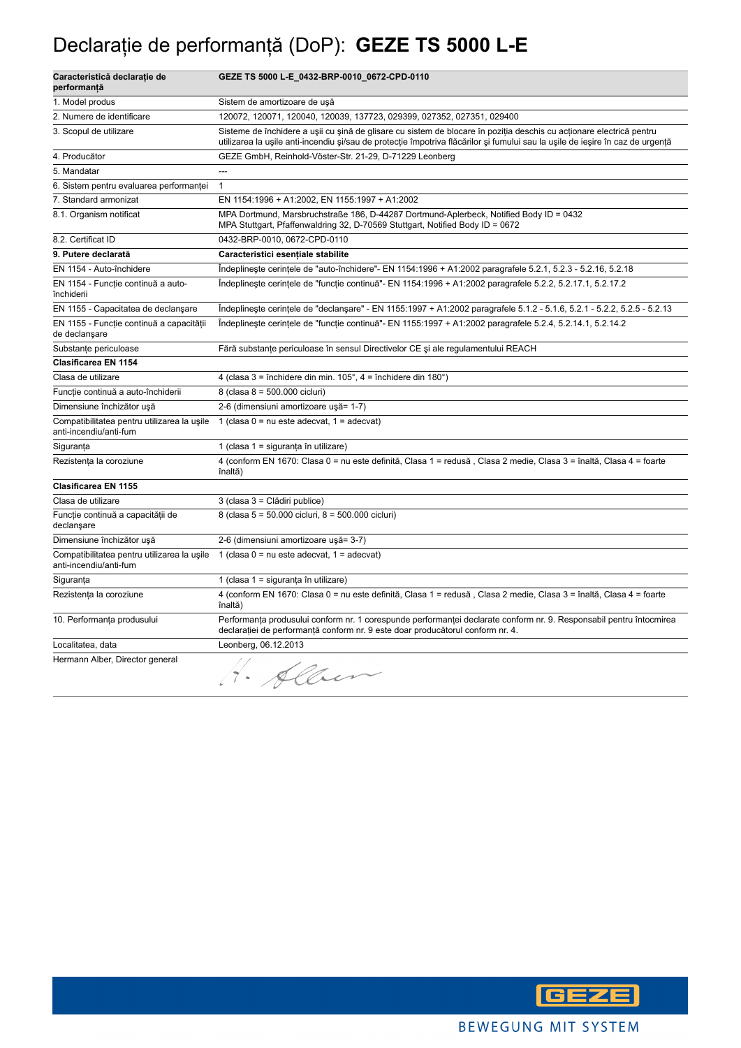# Declarație de performanță (DoP): **GEZE TS 5000 L-E**

| Caracteristică declarație de performanță | GEZE TS 5000 L-E_0432-BRP-0010_0672-CPD-0110 |
| --- | --- |
| 1. Model produs | Sistem de amortizoare de ușă |
| 2. Numere de identificare | 120072, 120071, 120040, 120039, 137723, 029399, 027352, 027351, 029400 |
| 3. Scopul de utilizare | Sisteme de închidere a ușii cu șină de glisare cu sistem de blocare în poziția deschis cu acționare electrică pentru utilizarea la ușile anti-incendiu și/sau de protecție împotriva flăcărilor și fumului sau la ușile de ieșire în caz de urgență |
| 4. Producător | GEZE GmbH, Reinhold-Vöster-Str. 21-29, D-71229 Leonberg |
| 5. Mandatar | --- |
| 6. Sistem pentru evaluarea performanței | 1 |
| 7. Standard armonizat | EN 1154:1996 + A1:2002, EN 1155:1997 + A1:2002 |
| 8.1. Organism notificat | MPA Dortmund, Marsbruchstraße 186, D-44287 Dortmund-Aplerbeck, Notified Body ID = 0432<br>MPA Stuttgart, Pfaffenwaldring 32, D-70569 Stuttgart, Notified Body ID = 0672 |
| 8.2. Certificat ID | 0432-BRP-0010, 0672-CPD-0110 |
| **9. Putere declarată** | **Caracteristici esențiale stabilite** |
| EN 1154 - Auto-închidere | Îndeplinește cerințele de "auto-închidere"- EN 1154:1996 + A1:2002 paragrafele 5.2.1, 5.2.3 - 5.2.16, 5.2.18 |
| EN 1154 - Funcție continuă a auto-închiderii | Îndeplinește cerințele de "funcție continuă"- EN 1154:1996 + A1:2002 paragrafele 5.2.2, 5.2.17.1, 5.2.17.2 |
| EN 1155 - Capacitatea de declanșare | Îndeplinește cerințele de "declanșare" - EN 1155:1997 + A1:2002 paragrafele 5.1.2 - 5.1.6, 5.2.1 - 5.2.2, 5.2.5 - 5.2.13 |
| EN 1155 - Funcție continuă a capacității de declanșare | Îndeplinește cerințele de "funcție continuă"- EN 1155:1997 + A1:2002 paragrafele 5.2.4, 5.2.14.1, 5.2.14.2 |
| Substanțe periculoase | Fără substanțe periculoase în sensul Directivelor CE și ale regulamentului REACH |
| **Clasificarea EN 1154** | |
| Clasa de utilizare | 4 (clasa 3 = închidere din min. 105°, 4 = închidere din 180°) |
| Funcție continuă a auto-închiderii | 8 (clasa 8 = 500.000 cicluri) |
| Dimensiune închizător ușă | 2-6 (dimensiuni amortizoare ușă= 1-7) |
| Compatibilitatea pentru utilizarea la ușile anti-incendiu/anti-fum | 1 (clasa 0 = nu este adecvat, 1 = adecvat) |
| Siguranța | 1 (clasa 1 = siguranța în utilizare) |
| Rezistența la coroziune | 4 (conform EN 1670: Clasa 0 = nu este definită, Clasa 1 = redusă , Clasa 2 medie, Clasa 3 = înaltă, Clasa 4 = foarte înaltă) |
| **Clasificarea EN 1155** | |
| Clasa de utilizare | 3 (clasa 3 = Clădiri publice) |
| Funcție continuă a capacității de declanșare | 8 (clasa 5 = 50.000 cicluri, 8 = 500.000 cicluri) |
| Dimensiune închizător ușă | 2-6 (dimensiuni amortizoare ușă= 3-7) |
| Compatibilitatea pentru utilizarea la ușile anti-incendiu/anti-fum | 1 (clasa 0 = nu este adecvat, 1 = adecvat) |
| Siguranța | 1 (clasa 1 = siguranța în utilizare) |
| Rezistența la coroziune | 4 (conform EN 1670: Clasa 0 = nu este definită, Clasa 1 = redusă , Clasa 2 medie, Clasa 3 = înaltă, Clasa 4 = foarte înaltă) |
| 10. Performanța produsului | Performanța produsului conform nr. 1 corespunde performanței declarate conform nr. 9. Responsabil pentru întocmirea declarației de performanță conform nr. 9 este doar producătorul conform nr. 4. |
| Localitatea, data | Leonberg, 06.12.2013 |
| Hermann Alber, Director general | H. Alber |

GEZE

BEWEGUNG MIT SYSTEM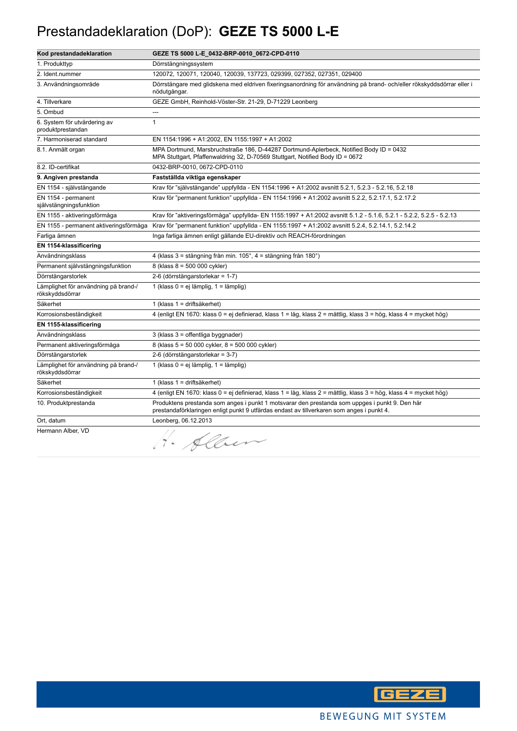# Prestandadeklaration (DoP): **GEZE TS 5000 L-E**

| Kod prestandadeklaration | GEZE TS 5000 L-E_0432-BRP-0010_0672-CPD-0110 |
|---|---|
| 1. Produkttyp | Dörrstängningssystem |
| 2. Ident.nummer | 120072, 120071, 120040, 120039, 137723, 029399, 027352, 027351, 029400 |
| 3. Användningsområde | Dörrstängare med glidskena med eldriven fixeringsanordning för användning på brand- och/eller rökskyddsdörrar eller i nödutgångar. |
| 4. Tillverkare | GEZE GmbH, Reinhold-Vöster-Str. 21-29, D-71229 Leonberg |
| 5. Ombud | --- |
| 6. System för utvärdering av produktprestandan | 1 |
| 7. Harmoniserad standard | EN 1154:1996 + A1:2002, EN 1155:1997 + A1:2002 |
| 8.1. Anmält organ | MPA Dortmund, Marsbruchstraße 186, D-44287 Dortmund-Aplerbeck, Notified Body ID = 0432<br>MPA Stuttgart, Pfaffenwaldring 32, D-70569 Stuttgart, Notified Body ID = 0672 |
| 8.2. ID-certifikat | 0432-BRP-0010, 0672-CPD-0110 |
| **9. Angiven prestanda** | **Fastställda viktiga egenskaper** |
| EN 1154 - självstängande | Krav för "självstängande" uppfyllda - EN 1154:1996 + A1:2002 avsnitt 5.2.1, 5.2.3 - 5.2.16, 5.2.18 |
| EN 1154 - permanent självstängningsfunktion | Krav för "permanent funktion" uppfyllda - EN 1154:1996 + A1:2002 avsnitt 5.2.2, 5.2.17.1, 5.2.17.2 |
| EN 1155 - aktiveringsförmåga | Krav för "aktiveringsförmåga" uppfyllda- EN 1155:1997 + A1:2002 avsnitt 5.1.2 - 5.1.6, 5.2.1 - 5.2.2, 5.2.5 - 5.2.13 |
| EN 1155 - permanent aktiveringsförmåga | Krav för "permanent funktion" uppfyllda - EN 1155:1997 + A1:2002 avsnitt 5.2.4, 5.2.14.1, 5.2.14.2 |
| Farliga ämnen | Inga farliga ämnen enligt gällande EU-direktiv och REACH-förordningen |
| **EN 1154-klassificering** | |
| Användningsklass | 4 (klass 3 = stängning från min. 105°, 4 = stängning från 180°) |
| Permanent självstängningsfunktion | 8 (klass 8 = 500 000 cykler) |
| Dörrstängarstorlek | 2-6 (dörrstängarstorlekar = 1-7) |
| Lämplighet för användning på brand-/rökskyddsdörrar | 1 (klass 0 = ej lämplig, 1 = lämplig) |
| Säkerhet | 1 (klass 1 = driftsäkerhet) |
| Korrosionsbeständigkeit | 4 (enligt EN 1670: klass 0 = ej definierad, klass 1 = låg, klass 2 = måttlig, klass 3 = hög, klass 4 = mycket hög) |
| **EN 1155-klassificering** | |
| Användningsklass | 3 (klass 3 = offentliga byggnader) |
| Permanent aktiveringsförmåga | 8 (klass 5 = 50 000 cykler, 8 = 500 000 cykler) |
| Dörrstängarstorlek | 2-6 (dörrstängarstorlekar = 3-7) |
| Lämplighet för användning på brand-/rökskyddsdörrar | 1 (klass 0 = ej lämplig, 1 = lämplig) |
| Säkerhet | 1 (klass 1 = driftsäkerhet) |
| Korrosionsbeständigkeit | 4 (enligt EN 1670: klass 0 = ej definierad, klass 1 = låg, klass 2 = måttlig, klass 3 = hög, klass 4 = mycket hög) |
| 10. Produktprestanda | Produktens prestanda som anges i punkt 1 motsvarar den prestanda som uppges i punkt 9. Den här prestandaförklaringen enligt punkt 9 utfärdas endast av tillverkaren som anges i punkt 4. |
| Ort, datum | Leonberg, 06.12.2013 |
| Hermann Alber, VD | H. Alber |

BEWEGUNG MIT SYSTEM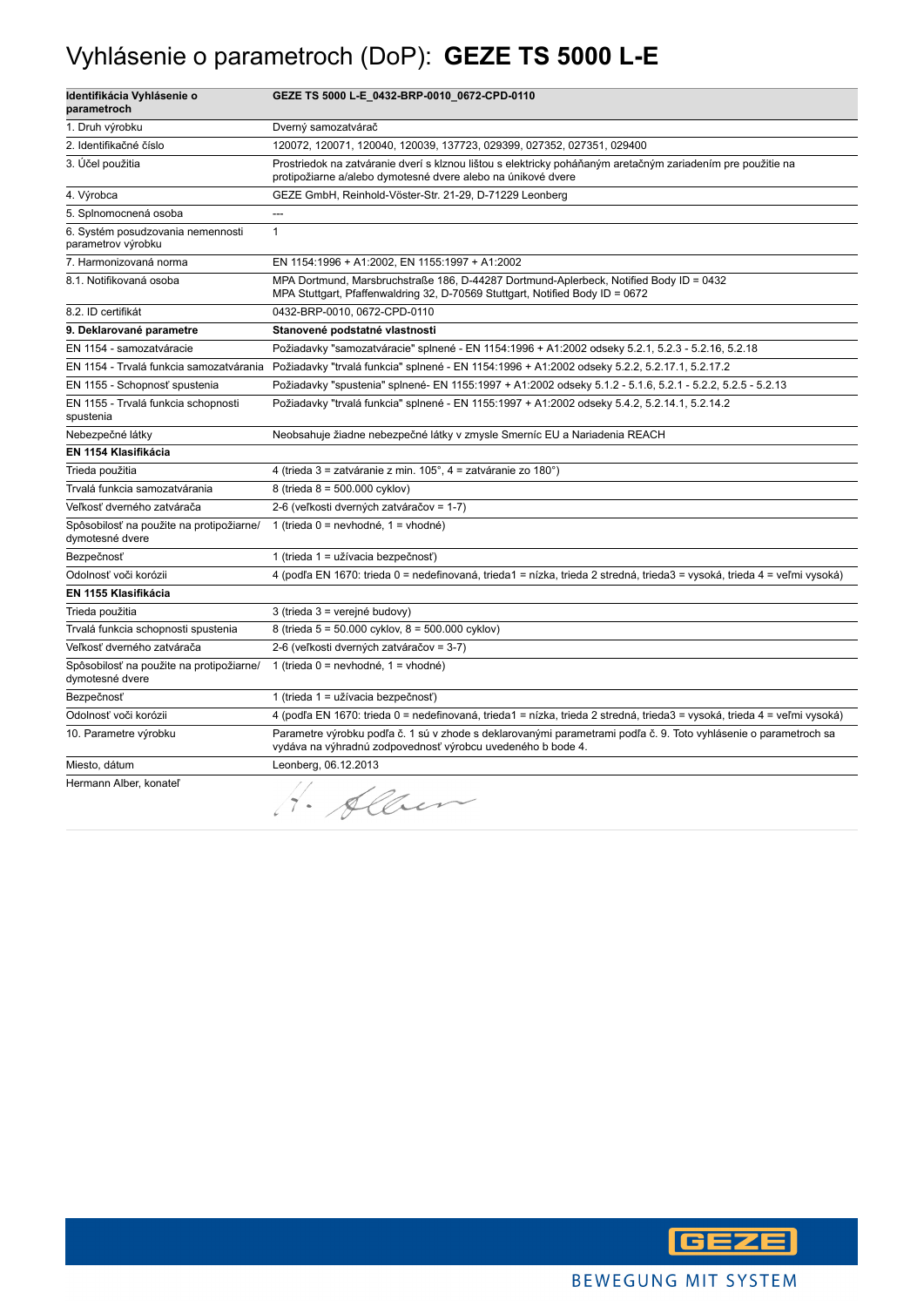# Vyhlásenie o parametroch (DoP): **GEZE TS 5000 L-E**

| **Identifikácia Vyhlásenie o parametroch** | **GEZE TS 5000 L-E_0432-BRP-0010_0672-CPD-0110** |
|---|---|
| 1. Druh výrobku | Dverný samozatvárač |
| 2. Identifikačné číslo | 120072, 120071, 120040, 120039, 137723, 029399, 027352, 027351, 029400 |
| 3. Účel použitia | Prostriedok na zatváranie dverí s klznou lištou s elektricky poháňaným aretačným zariadením pre použitie na protipožiarne a/alebo dymotesné dvere alebo na únikové dvere |
| 4. Výrobca | GEZE GmbH, Reinhold-Vöster-Str. 21-29, D-71229 Leonberg |
| 5. Splnomocnená osoba | --- |
| 6. Systém posudzovania nemennosti parametrov výrobku | 1 |
| 7. Harmonizovaná norma | EN 1154:1996 + A1:2002, EN 1155:1997 + A1:2002 |
| 8.1. Notifikovaná osoba | MPA Dortmund, Marsbruchstraße 186, D-44287 Dortmund-Aplerbeck, Notified Body ID = 0432<br>MPA Stuttgart, Pfaffenwaldring 32, D-70569 Stuttgart, Notified Body ID = 0672 |
| 8.2. ID certifikát | 0432-BRP-0010, 0672-CPD-0110 |
| **9. Deklarované parametre** | **Stanovené podstatné vlastnosti** |
| EN 1154 - samozatváracie | Požiadavky "samozatváracie" splnené - EN 1154:1996 + A1:2002 odseky 5.2.1, 5.2.3 - 5.2.16, 5.2.18 |
| EN 1154 - Trvalá funkcia samozatvárania | Požiadavky "trvalá funkcia" splnené - EN 1154:1996 + A1:2002 odseky 5.2.2, 5.2.17.1, 5.2.17.2 |
| EN 1155 - Schopnosť spustenia | Požiadavky "spustenia" splnené- EN 1155:1997 + A1:2002 odseky 5.1.2 - 5.1.6, 5.2.1 - 5.2.2, 5.2.5 - 5.2.13 |
| EN 1155 - Trvalá funkcia schopnosti spustenia | Požiadavky "trvalá funkcia" splnené - EN 1155:1997 + A1:2002 odseky 5.4.2, 5.2.14.1, 5.2.14.2 |
| Nebezpečné látky | Neobsahuje žiadne nebezpečné látky v zmysle Smerníc EU a Nariadenia REACH |
| **EN 1154 Klasifikácia** | |
| Trieda použitia | 4 (trieda 3 = zatváranie z min. 105°, 4 = zatváranie zo 180°) |
| Trvalá funkcia samozatvárania | 8 (trieda 8 = 500.000 cyklov) |
| Veľkosť dverného zatvárača | 2-6 (veľkosti dverných zatváračov = 1-7) |
| Spôsobilosť na použite na protipožiarne/ dymotesné dvere | 1 (trieda 0 = nevhodné, 1 = vhodné) |
| Bezpečnosť | 1 (trieda 1 = užívacia bezpečnosť) |
| Odolnosť voči korózii | 4 (podľa EN 1670: trieda 0 = nedefinovaná, trieda1 = nízka, trieda 2 stredná, trieda3 = vysoká, trieda 4 = veľmi vysoká) |
| **EN 1155 Klasifikácia** | |
| Trieda použitia | 3 (trieda 3 = verejné budovy) |
| Trvalá funkcia schopnosti spustenia | 8 (trieda 5 = 50.000 cyklov, 8 = 500.000 cyklov) |
| Veľkosť dverného zatvárača | 2-6 (veľkosti dverných zatváračov = 3-7) |
| Spôsobilosť na použite na protipožiarne/ dymotesné dvere | 1 (trieda 0 = nevhodné, 1 = vhodné) |
| Bezpečnosť | 1 (trieda 1 = užívacia bezpečnosť) |
| Odolnosť voči korózii | 4 (podľa EN 1670: trieda 0 = nedefinovaná, trieda1 = nízka, trieda 2 stredná, trieda3 = vysoká, trieda 4 = veľmi vysoká) |
| 10. Parametre výrobku | Parametre výrobku podľa č. 1 sú v zhode s deklarovanými parametrami podľa č. 9. Toto vyhlásenie o parametroch sa vydáva na výhradnú zodpovednosť výrobcu uvedeného b bode 4. |
| Miesto, dátum | Leonberg, 06.12.2013 |
| Hermann Alber, konateľ | H. Alber |

GEZE

BEWEGUNG MIT SYSTEM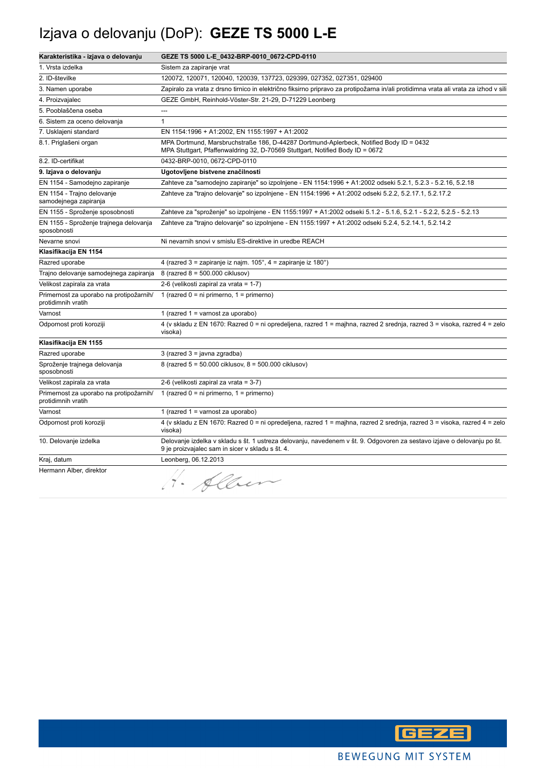# Izjava o delovanju (DoP): **GEZE TS 5000 L-E**

| **Karakteristika - izjava o delovanju** | **GEZE TS 5000 L-E_0432-BRP-0010_0672-CPD-0110** |
| --- | --- |
| 1. Vrsta izdelka | Sistem za zapiranje vrat |
| 2. ID-številke | 120072, 120071, 120040, 120039, 137723, 029399, 027352, 027351, 029400 |
| 3. Namen uporabe | Zapiralo za vrata z drsno tirnico in električno fiksirno pripravo za protipožarna in/ali protidimna vrata ali vrata za izhod v sili |
| 4. Proizvajalec | GEZE GmbH, Reinhold-Vöster-Str. 21-29, D-71229 Leonberg |
| 5. Pooblaščena oseba | --- |
| 6. Sistem za oceno delovanja | 1 |
| 7. Usklajeni standard | EN 1154:1996 + A1:2002, EN 1155:1997 + A1:2002 |
| 8.1. Priglašeni organ | MPA Dortmund, Marsbruchstraße 186, D-44287 Dortmund-Aplerbeck, Notified Body ID = 0432<br>MPA Stuttgart, Pfaffenwaldring 32, D-70569 Stuttgart, Notified Body ID = 0672 |
| 8.2. ID-certifikat | 0432-BRP-0010, 0672-CPD-0110 |
| **9. Izjava o delovanju** | **Ugotovljene bistvene značilnosti** |
| EN 1154 - Samodejno zapiranje | Zahteve za "samodejno zapiranje" so izpolnjene - EN 1154:1996 + A1:2002 odseki 5.2.1, 5.2.3 - 5.2.16, 5.2.18 |
| EN 1154 - Trajno delovanje samodejnega zapiranja | Zahteve za "trajno delovanje" so izpolnjene - EN 1154:1996 + A1:2002 odseki 5.2.2, 5.2.17.1, 5.2.17.2 |
| EN 1155 - Sproženje sposobnosti | Zahteve za "sproženje" so izpolnjene - EN 1155:1997 + A1:2002 odseki 5.1.2 - 5.1.6, 5.2.1 - 5.2.2, 5.2.5 - 5.2.13 |
| EN 1155 - Sproženje trajnega delovanja sposobnosti | Zahteve za "trajno delovanje" so izpolnjene - EN 1155:1997 + A1:2002 odseki 5.2.4, 5.2.14.1, 5.2.14.2 |
| Nevarne snovi | Ni nevarnih snovi v smislu ES-direktive in uredbe REACH |
| **Klasifikacija EN 1154** | |
| Razred uporabe | 4 (razred 3 = zapiranje iz najm. 105°, 4 = zapiranje iz 180°) |
| Trajno delovanje samodejnega zapiranja | 8 (razred 8 = 500.000 ciklusov) |
| Velikost zapirala za vrata | 2-6 (velikosti zapiral za vrata = 1-7) |
| Primernost za uporabo na protipožarnih/ protidimnih vratih | 1 (razred 0 = ni primerno, 1 = primerno) |
| Varnost | 1 (razred 1 = varnost za uporabo) |
| Odpornost proti koroziji | 4 (v skladu z EN 1670: Razred 0 = ni opredeljena, razred 1 = majhna, razred 2 srednja, razred 3 = visoka, razred 4 = zelo visoka) |
| **Klasifikacija EN 1155** | |
| Razred uporabe | 3 (razred 3 = javna zgradba) |
| Sproženje trajnega delovanja sposobnosti | 8 (razred 5 = 50.000 ciklusov, 8 = 500.000 ciklusov) |
| Velikost zapirala za vrata | 2-6 (velikosti zapiral za vrata = 3-7) |
| Primernost za uporabo na protipožarnih/ protidimnih vratih | 1 (razred 0 = ni primerno, 1 = primerno) |
| Varnost | 1 (razred 1 = varnost za uporabo) |
| Odpornost proti koroziji | 4 (v skladu z EN 1670: Razred 0 = ni opredeljena, razred 1 = majhna, razred 2 srednja, razred 3 = visoka, razred 4 = zelo visoka) |
| 10. Delovanje izdelka | Delovanje izdelka v skladu s št. 1 ustreza delovanju, navedenem v št. 9. Odgovoren za sestavo izjave o delovanju po št. 9 je proizvajalec sam in sicer v skladu s št. 4. |
| Kraj, datum | Leonberg, 06.12.2013 |
| Hermann Alber, direktor | H. Alber |

BEWEGUNG MIT SYSTEM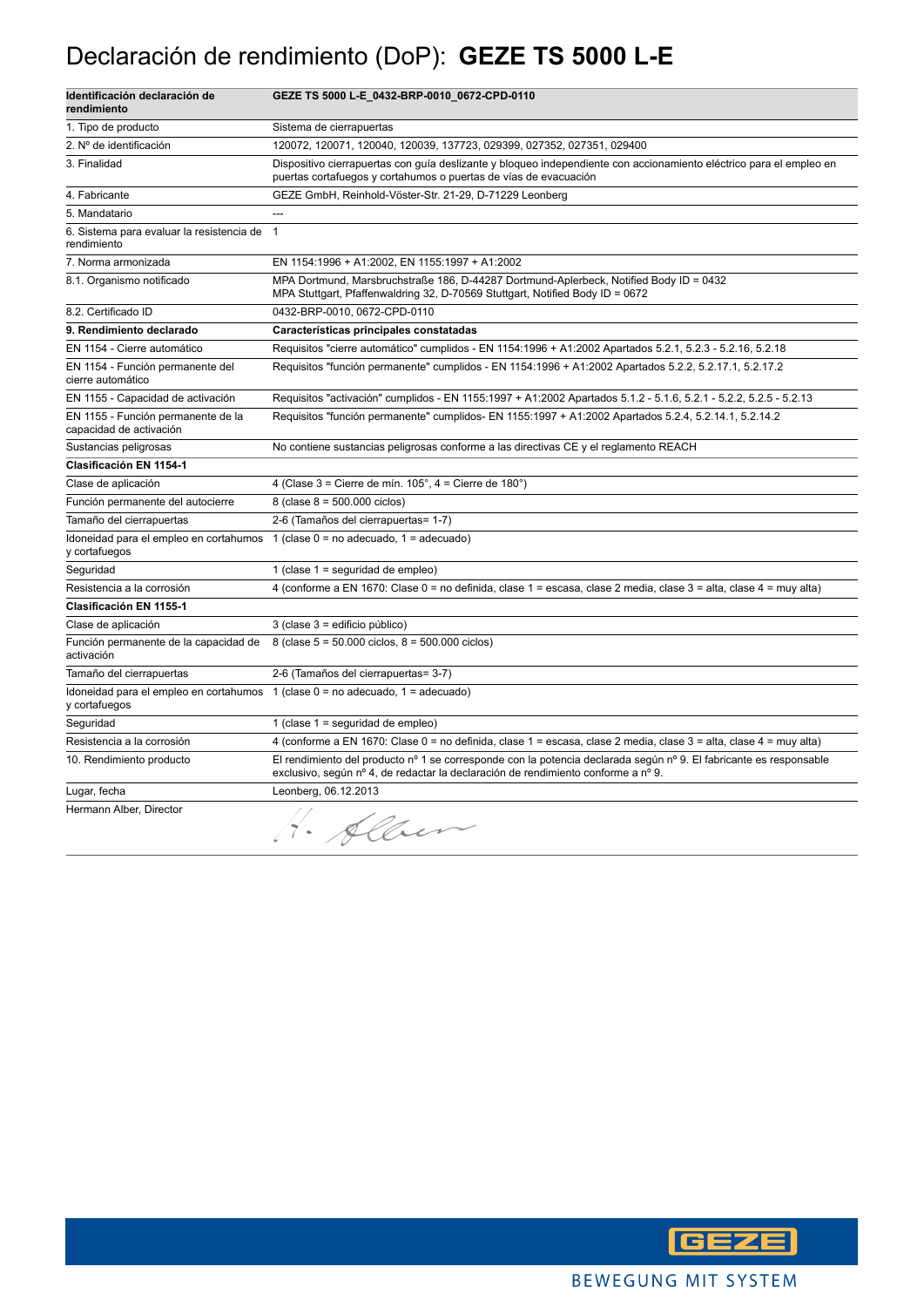# Declaración de rendimiento (DoP): **GEZE TS 5000 L-E**

| **Identificación declaración de rendimiento** | **GEZE TS 5000 L-E_0432-BRP-0010_0672-CPD-0110** |
|---|---|
| 1. Tipo de producto | Sistema de cierrapuertas |
| 2. Nº de identificación | 120072, 120071, 120040, 120039, 137723, 029399, 027352, 027351, 029400 |
| 3. Finalidad | Dispositivo cierrapuertas con guía deslizante y bloqueo independiente con accionamiento eléctrico para el empleo en puertas cortafuegos y cortahumos o puertas de vías de evacuación |
| 4. Fabricante | GEZE GmbH, Reinhold-Vöster-Str. 21-29, D-71229 Leonberg |
| 5. Mandatario | --- |
| 6. Sistema para evaluar la resistencia de rendimiento | 1 |
| 7. Norma armonizada | EN 1154:1996 + A1:2002, EN 1155:1997 + A1:2002 |
| 8.1. Organismo notificado | MPA Dortmund, Marsbruchstraße 186, D-44287 Dortmund-Aplerbeck, Notified Body ID = 0432<br>MPA Stuttgart, Pfaffenwaldring 32, D-70569 Stuttgart, Notified Body ID = 0672 |
| 8.2. Certificado ID | 0432-BRP-0010, 0672-CPD-0110 |
| **9. Rendimiento declarado** | **Características principales constatadas** |
| EN 1154 - Cierre automático | Requisitos "cierre automático" cumplidos - EN 1154:1996 + A1:2002 Apartados 5.2.1, 5.2.3 - 5.2.16, 5.2.18 |
| EN 1154 - Función permanente del cierre automático | Requisitos "función permanente" cumplidos - EN 1154:1996 + A1:2002 Apartados 5.2.2, 5.2.17.1, 5.2.17.2 |
| EN 1155 - Capacidad de activación | Requisitos "activación" cumplidos - EN 1155:1997 + A1:2002 Apartados 5.1.2 - 5.1.6, 5.2.1 - 5.2.2, 5.2.5 - 5.2.13 |
| EN 1155 - Función permanente de la capacidad de activación | Requisitos "función permanente" cumplidos- EN 1155:1997 + A1:2002 Apartados 5.2.4, 5.2.14.1, 5.2.14.2 |
| Sustancias peligrosas | No contiene sustancias peligrosas conforme a las directivas CE y el reglamento REACH |
| **Clasificación EN 1154-1** | |
| Clase de aplicación | 4 (Clase 3 = Cierre de mín. 105°, 4 = Cierre de 180°) |
| Función permanente del autocierre | 8 (clase 8 = 500.000 ciclos) |
| Tamaño del cierrapuertas | 2-6 (Tamaños del cierrapuertas= 1-7) |
| Idoneidad para el empleo en cortahumos y cortafuegos | 1 (clase 0 = no adecuado, 1 = adecuado) |
| Seguridad | 1 (clase 1 = seguridad de empleo) |
| Resistencia a la corrosión | 4 (conforme a EN 1670: Clase 0 = no definida, clase 1 = escasa, clase 2 media, clase 3 = alta, clase 4 = muy alta) |
| **Clasificación EN 1155-1** | |
| Clase de aplicación | 3 (clase 3 = edificio público) |
| Función permanente de la capacidad de activación | 8 (clase 5 = 50.000 ciclos, 8 = 500.000 ciclos) |
| Tamaño del cierrapuertas | 2-6 (Tamaños del cierrapuertas= 3-7) |
| Idoneidad para el empleo en cortahumos y cortafuegos | 1 (clase 0 = no adecuado, 1 = adecuado) |
| Seguridad | 1 (clase 1 = seguridad de empleo) |
| Resistencia a la corrosión | 4 (conforme a EN 1670: Clase 0 = no definida, clase 1 = escasa, clase 2 media, clase 3 = alta, clase 4 = muy alta) |
| 10. Rendimiento producto | El rendimiento del producto nº 1 se corresponde con la potencia declarada según nº 9. El fabricante es responsable exclusivo, según nº 4, de redactar la declaración de rendimiento conforme a nº 9. |
| Lugar, fecha | Leonberg, 06.12.2013 |
| Hermann Alber, Director | H. Alber |

GEZE

BEWEGUNG MIT SYSTEM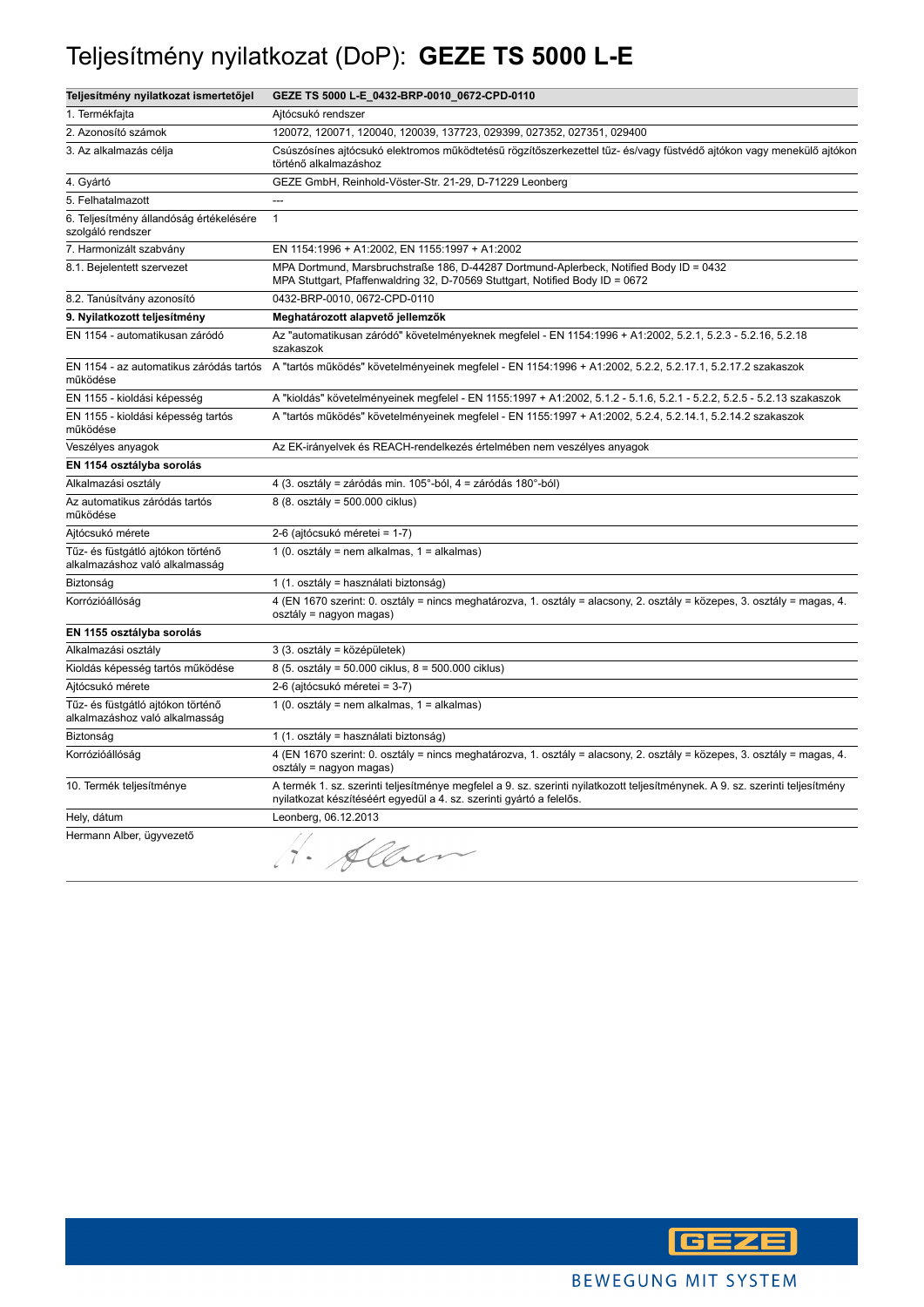# Teljesítmény nyilatkozat (DoP): **GEZE TS 5000 L-E**

| **Teljesítmény nyilatkozat ismertetőjel** | **GEZE TS 5000 L-E_0432-BRP-0010_0672-CPD-0110** |
|---|---|
| 1. Termékfajta | Ajtócsukó rendszer |
| 2. Azonosító számok | 120072, 120071, 120040, 120039, 137723, 029399, 027352, 027351, 029400 |
| 3. Az alkalmazás célja | Csúszósínes ajtócsukó elektromos működtetésű rögzítőszerkezettel tűz- és/vagy füstvédő ajtókon vagy menekülő ajtókon történő alkalmazáshoz |
| 4. Gyártó | GEZE GmbH, Reinhold-Vöster-Str. 21-29, D-71229 Leonberg |
| 5. Felhatalmazott | --- |
| 6. Teljesítmény állandóság értékelésére szolgáló rendszer | 1 |
| 7. Harmonizált szabvány | EN 1154:1996 + A1:2002, EN 1155:1997 + A1:2002 |
| 8.1. Bejelentett szervezet | MPA Dortmund, Marsbruchstraße 186, D-44287 Dortmund-Aplerbeck, Notified Body ID = 0432<br>MPA Stuttgart, Pfaffenwaldring 32, D-70569 Stuttgart, Notified Body ID = 0672 |
| 8.2. Tanúsítvány azonosító | 0432-BRP-0010, 0672-CPD-0110 |
| **9. Nyilatkozott teljesítmény** | **Meghatározott alapvető jellemzők** |
| EN 1154 - automatikusan záródó | Az "automatikusan záródó" követelményeknek megfelel - EN 1154:1996 + A1:2002, 5.2.1, 5.2.3 - 5.2.16, 5.2.18 szakaszok |
| EN 1154 - az automatikus záródás tartós működése | A "tartós működés" követelményeinek megfelel - EN 1154:1996 + A1:2002, 5.2.2, 5.2.17.1, 5.2.17.2 szakaszok |
| EN 1155 - kioldási képesség | A "kioldás" követelményeinek megfelel - EN 1155:1997 + A1:2002, 5.1.2 - 5.1.6, 5.2.1 - 5.2.2, 5.2.5 - 5.2.13 szakaszok |
| EN 1155 - kioldási képesség tartós működése | A "tartós működés" követelményeinek megfelel - EN 1155:1997 + A1:2002, 5.2.4, 5.2.14.1, 5.2.14.2 szakaszok |
| Veszélyes anyagok | Az EK-irányelvek és REACH-rendelkezés értelmében nem veszélyes anyagok |
| **EN 1154 osztályba sorolás** | |
| Alkalmazási osztály | 4 (3. osztály = záródás min. 105°-ból, 4 = záródás 180°-ból) |
| Az automatikus záródás tartós működése | 8 (8. osztály = 500.000 ciklus) |
| Ajtócsukó mérete | 2-6 (ajtócsukó méretei = 1-7) |
| Tűz- és füstgátló ajtókon történő alkalmazáshoz való alkalmasság | 1 (0. osztály = nem alkalmas, 1 = alkalmas) |
| Biztonság | 1 (1. osztály = használati biztonság) |
| Korrózióállóság | 4 (EN 1670 szerint: 0. osztály = nincs meghatározva, 1. osztály = alacsony, 2. osztály = közepes, 3. osztály = magas, 4. osztály = nagyon magas) |
| **EN 1155 osztályba sorolás** | |
| Alkalmazási osztály | 3 (3. osztály = középületek) |
| Kioldás képesség tartós működése | 8 (5. osztály = 50.000 ciklus, 8 = 500.000 ciklus) |
| Ajtócsukó mérete | 2-6 (ajtócsukó méretei = 3-7) |
| Tűz- és füstgátló ajtókon történő alkalmazáshoz való alkalmasság | 1 (0. osztály = nem alkalmas, 1 = alkalmas) |
| Biztonság | 1 (1. osztály = használati biztonság) |
| Korrózióállóság | 4 (EN 1670 szerint: 0. osztály = nincs meghatározva, 1. osztály = alacsony, 2. osztály = közepes, 3. osztály = magas, 4. osztály = nagyon magas) |
| 10. Termék teljesítménye | A termék 1. sz. szerinti teljesítménye megfelel a 9. sz. szerinti nyilatkozott teljesítménynek. A 9. sz. szerinti teljesítmény nyilatkozat készítéséért egyedül a 4. sz. szerinti gyártó a felelős. |
| Hely, dátum | Leonberg, 06.12.2013 |
| Hermann Alber, ügyvezető | H. Alber |

GEZE

BEWEGUNG MIT SYSTEM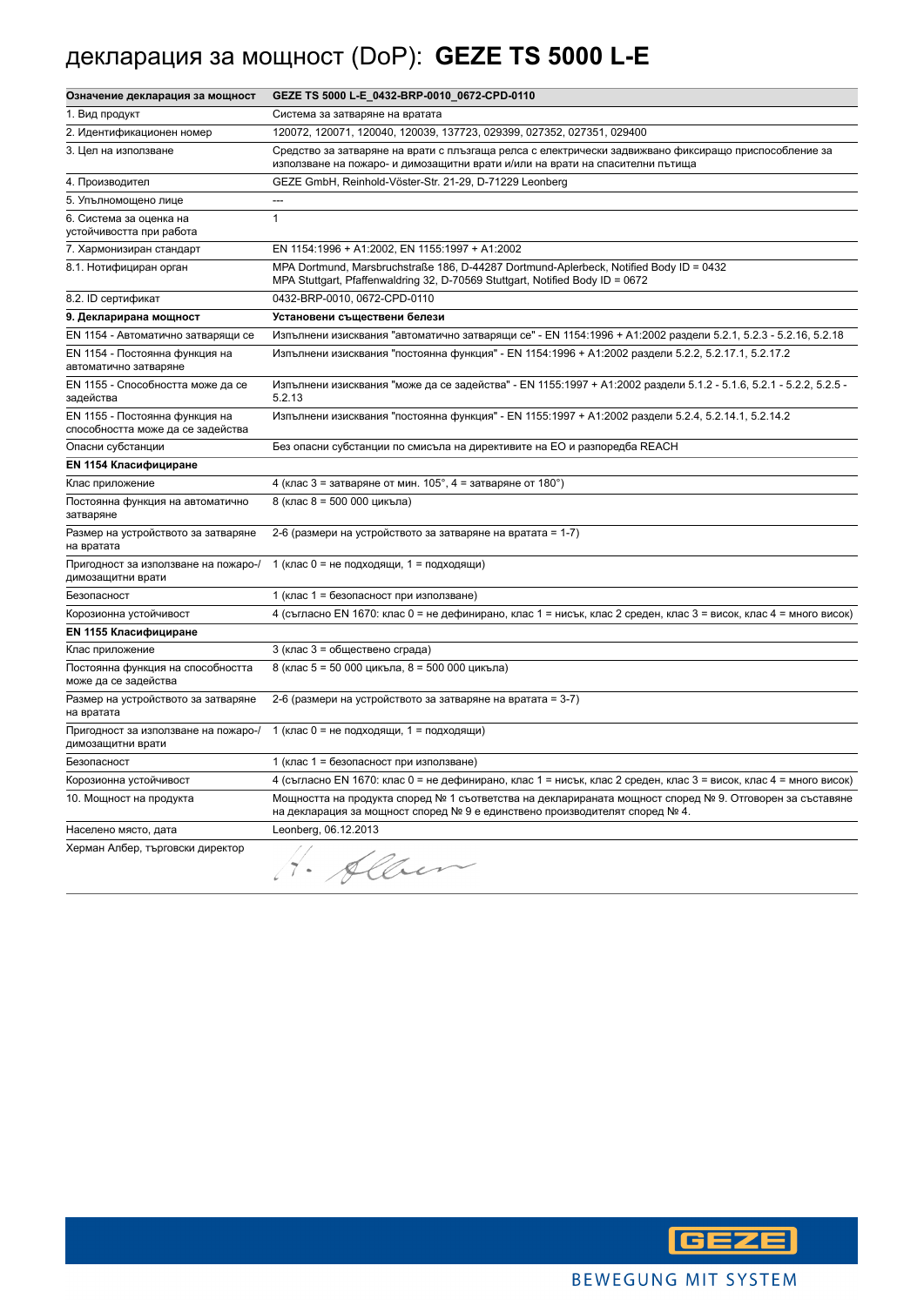# декларация за мощност (DoP): **GEZE TS 5000 L-E**

| **Означение декларация за мощност** | **GEZE TS 5000 L-E_0432-BRP-0010_0672-CPD-0110** |
|---|---|
| 1. Вид продукт | Система за затваряне на вратата |
| 2. Идентификационен номер | 120072, 120071, 120040, 120039, 137723, 029399, 027352, 027351, 029400 |
| 3. Цел на използване | Средство за затваряне на врати с плъзгаща релса с електрически задвижвано фиксиращо приспособление за използване на пожаро- и димозащитни врати и/или на врати на спасителни пътища |
| 4. Производител | GEZE GmbH, Reinhold-Vöster-Str. 21-29, D-71229 Leonberg |
| 5. Упълномощено лице | --- |
| 6. Система за оценка на устойчивостта при работа | 1 |
| 7. Хармонизиран стандарт | EN 1154:1996 + A1:2002, EN 1155:1997 + A1:2002 |
| 8.1. Нотифициран орган | MPA Dortmund, Marsbruchstraße 186, D-44287 Dortmund-Aplerbeck, Notified Body ID = 0432<br>MPA Stuttgart, Pfaffenwaldring 32, D-70569 Stuttgart, Notified Body ID = 0672 |
| 8.2. ID сертификат | 0432-BRP-0010, 0672-CPD-0110 |
| **9. Декларирана мощност** | **Установени съществени белези** |
| EN 1154 - Автоматично затварящи се | Изпълнени изисквания "автоматично затварящи се" - EN 1154:1996 + A1:2002 раздели 5.2.1, 5.2.3 - 5.2.16, 5.2.18 |
| EN 1154 - Постоянна функция на автоматично затваряне | Изпълнени изисквания "постоянна функция" - EN 1154:1996 + A1:2002 раздели 5.2.2, 5.2.17.1, 5.2.17.2 |
| EN 1155 - Способността може да се задейства | Изпълнени изисквания "може да се задейства" - EN 1155:1997 + A1:2002 раздели 5.1.2 - 5.1.6, 5.2.1 - 5.2.2, 5.2.5 - 5.2.13 |
| EN 1155 - Постоянна функция на способността може да се задейства | Изпълнени изисквания "постоянна функция" - EN 1155:1997 + A1:2002 раздели 5.2.4, 5.2.14.1, 5.2.14.2 |
| Опасни субстанции | Без опасни субстанции по смисъла на директивите на ЕО и разпоредба REACH |
| **EN 1154 Класифициране** | |
| Клас приложение | 4 (клас 3 = затваряне от мин. 105°, 4 = затваряне от 180°) |
| Постоянна функция на автоматично затваряне | 8 (клас 8 = 500 000 цикъла) |
| Размер на устройството за затваряне на вратата | 2-6 (размери на устройството за затваряне на вратата = 1-7) |
| Пригодност за използване на пожаро-/ димозащитни врати | 1 (клас 0 = не подходящи, 1 = подходящи) |
| Безопасност | 1 (клас 1 = безопасност при използване) |
| Корозионна устойчивост | 4 (съгласно EN 1670: клас 0 = не дефинирано, клас 1 = нисък, клас 2 среден, клас 3 = висок, клас 4 = много висок) |
| **EN 1155 Класифициране** | |
| Клас приложение | 3 (клас 3 = обществено сграда) |
| Постоянна функция на способността може да се задейства | 8 (клас 5 = 50 000 цикъла, 8 = 500 000 цикъла) |
| Размер на устройството за затваряне на вратата | 2-6 (размери на устройството за затваряне на вратата = 3-7) |
| Пригодност за използване на пожаро-/ димозащитни врати | 1 (клас 0 = не подходящи, 1 = подходящи) |
| Безопасност | 1 (клас 1 = безопасност при използване) |
| Корозионна устойчивост | 4 (съгласно EN 1670: клас 0 = не дефинирано, клас 1 = нисък, клас 2 среден, клас 3 = висок, клас 4 = много висок) |
| 10. Мощност на продукта | Мощността на продукта според № 1 съответства на декларираната мощност според № 9. Отговорен за съставяне на декларация за мощност според № 9 е единствено производителят според № 4. |
| Населено място, дата | Leonberg, 06.12.2013 |
| Херман Албер, търговски директор | H. Alber |

GEZE

BEWEGUNG MIT SYSTEM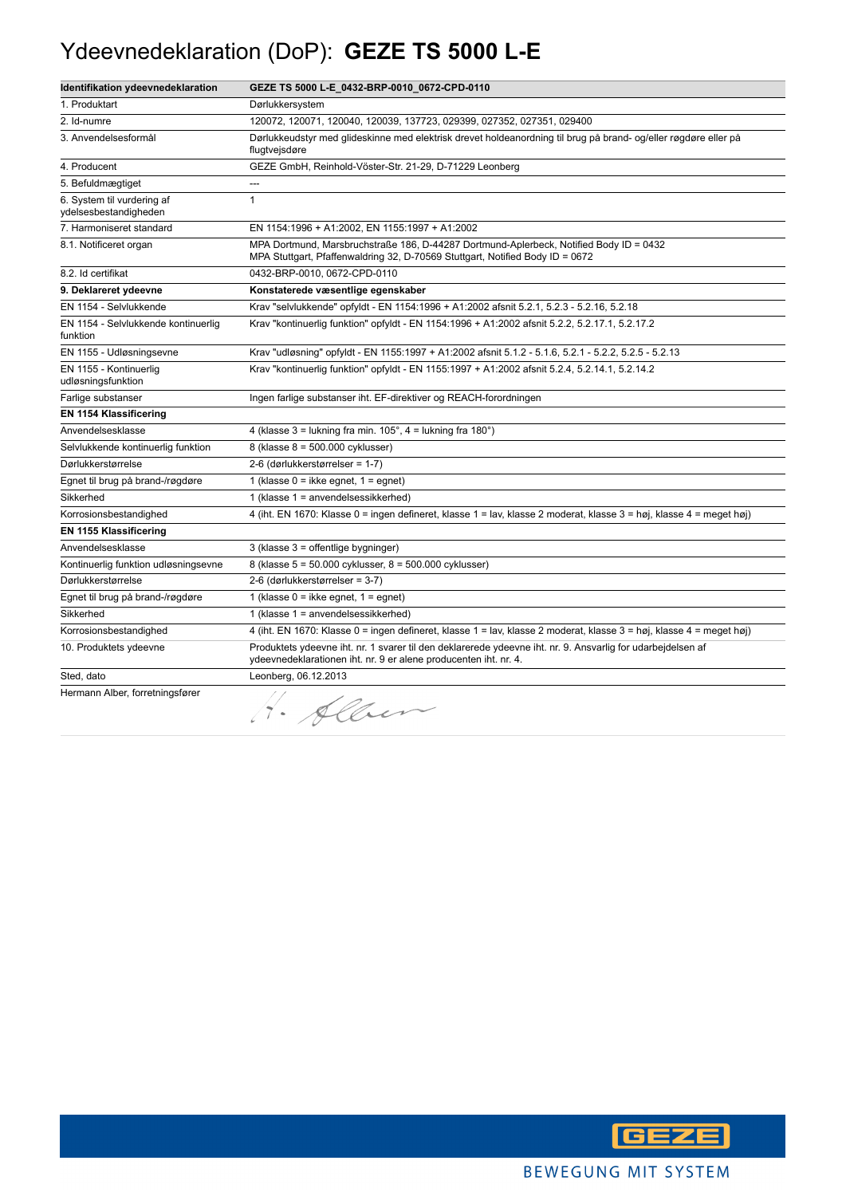# Ydeevnedeklaration (DoP): **GEZE TS 5000 L-E**

| **Identifikation ydeevnedeklaration** | **GEZE TS 5000 L-E_0432-BRP-0010_0672-CPD-0110** |
|---|---|
| 1. Produktart | Dørlukkersystem |
| 2. Id-numre | 120072, 120071, 120040, 120039, 137723, 029399, 027352, 027351, 029400 |
| 3. Anvendelsesformål | Dørlukkeudstyr med glideskinne med elektrisk drevet holdeanordning til brug på brand- og/eller røgdøre eller på flugtvejsdøre |
| 4. Producent | GEZE GmbH, Reinhold-Vöster-Str. 21-29, D-71229 Leonberg |
| 5. Befuldmægtiget | --- |
| 6. System til vurdering af ydelsesbestandigheden | 1 |
| 7. Harmoniseret standard | EN 1154:1996 + A1:2002, EN 1155:1997 + A1:2002 |
| 8.1. Notificeret organ | MPA Dortmund, Marsbruchstraße 186, D-44287 Dortmund-Aplerbeck, Notified Body ID = 0432<br>MPA Stuttgart, Pfaffenwaldring 32, D-70569 Stuttgart, Notified Body ID = 0672 |
| 8.2. Id certifikat | 0432-BRP-0010, 0672-CPD-0110 |
| **9. Deklareret ydeevne** | **Konstaterede væsentlige egenskaber** |
| EN 1154 - Selvlukkende | Krav "selvlukkende" opfyldt - EN 1154:1996 + A1:2002 afsnit 5.2.1, 5.2.3 - 5.2.16, 5.2.18 |
| EN 1154 - Selvlukkende kontinuerlig funktion | Krav "kontinuerlig funktion" opfyldt - EN 1154:1996 + A1:2002 afsnit 5.2.2, 5.2.17.1, 5.2.17.2 |
| EN 1155 - Udløsningsevne | Krav "udløsning" opfyldt - EN 1155:1997 + A1:2002 afsnit 5.1.2 - 5.1.6, 5.2.1 - 5.2.2, 5.2.5 - 5.2.13 |
| EN 1155 - Kontinuerlig udløsningsfunktion | Krav "kontinuerlig funktion" opfyldt - EN 1155:1997 + A1:2002 afsnit 5.2.4, 5.2.14.1, 5.2.14.2 |
| Farlige substanser | Ingen farlige substanser iht. EF-direktiver og REACH-forordningen |
| **EN 1154 Klassificering** | |
| Anvendelsesklasse | 4 (klasse 3 = lukning fra min. 105°, 4 = lukning fra 180°) |
| Selvlukkende kontinuerlig funktion | 8 (klasse 8 = 500.000 cyklusser) |
| Dørlukkerstørrelse | 2-6 (dørlukkerstørrelser = 1-7) |
| Egnet til brug på brand-/røgdøre | 1 (klasse 0 = ikke egnet, 1 = egnet) |
| Sikkerhed | 1 (klasse 1 = anvendelsessikkerhed) |
| Korrosionsbestandighed | 4 (iht. EN 1670: Klasse 0 = ingen defineret, klasse 1 = lav, klasse 2 moderat, klasse 3 = høj, klasse 4 = meget høj) |
| **EN 1155 Klassificering** | |
| Anvendelsesklasse | 3 (klasse 3 = offentlige bygninger) |
| Kontinuerlig funktion udløsningsevne | 8 (klasse 5 = 50.000 cyklusser, 8 = 500.000 cyklusser) |
| Dørlukkerstørrelse | 2-6 (dørlukkerstørrelser = 3-7) |
| Egnet til brug på brand-/røgdøre | 1 (klasse 0 = ikke egnet, 1 = egnet) |
| Sikkerhed | 1 (klasse 1 = anvendelsessikkerhed) |
| Korrosionsbestandighed | 4 (iht. EN 1670: Klasse 0 = ingen defineret, klasse 1 = lav, klasse 2 moderat, klasse 3 = høj, klasse 4 = meget høj) |
| 10. Produktets ydeevne | Produktets ydeevne iht. nr. 1 svarer til den deklarerede ydeevne iht. nr. 9. Ansvarlig for udarbejdelsen af ydeevnedeklarationen iht. nr. 9 er alene producenten iht. nr. 4. |
| Sted, dato | Leonberg, 06.12.2013 |
| Hermann Alber, forretningsfører | H. Alber |

GEZE

BEWEGUNG MIT SYSTEM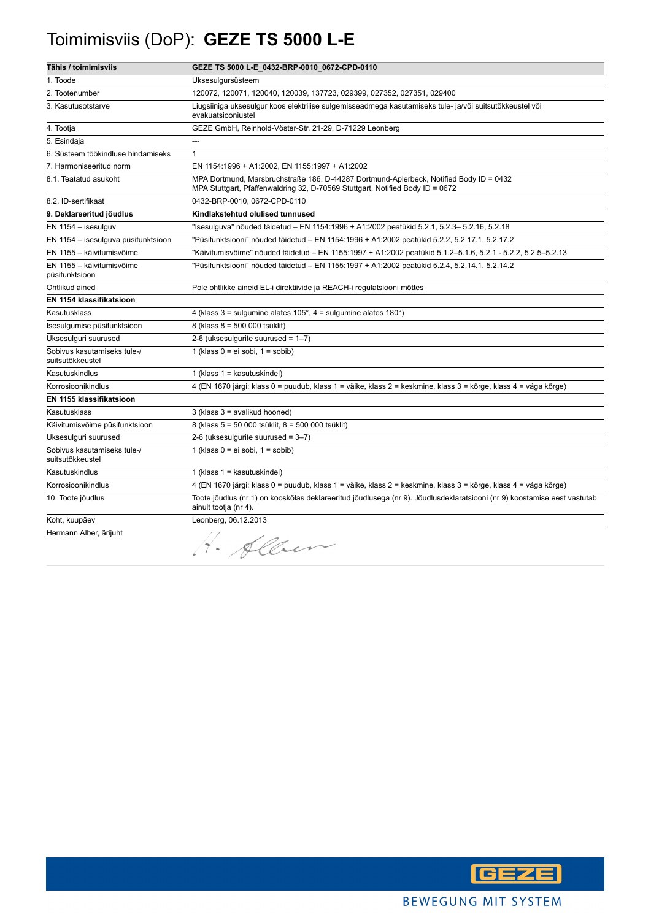# Toimimisviis (DoP): **GEZE TS 5000 L-E**

| **Tähis / toimimisviis** | **GEZE TS 5000 L-E_0432-BRP-0010_0672-CPD-0110** |
| --- | --- |
| 1. Toode | Uksesulgursüsteem |
| 2. Tootenumber | 120072, 120071, 120040, 120039, 137723, 029399, 027352, 027351, 029400 |
| 3. Kasutusotstarve | Liugsiiniga uksesulgur koos elektrilise sulgemisseadmega kasutamiseks tule- ja/või suitsutõkkeustel või evakuatsiooniustel |
| 4. Tootja | GEZE GmbH, Reinhold-Vöster-Str. 21-29, D-71229 Leonberg |
| 5. Esindaja | --- |
| 6. Süsteem töökindluse hindamiseks | 1 |
| 7. Harmoniseeritud norm | EN 1154:1996 + A1:2002, EN 1155:1997 + A1:2002 |
| 8.1. Teatatud asukoht | MPA Dortmund, Marsbruchstraße 186, D-44287 Dortmund-Aplerbeck, Notified Body ID = 0432<br>MPA Stuttgart, Pfaffenwaldring 32, D-70569 Stuttgart, Notified Body ID = 0672 |
| 8.2. ID-sertifikaat | 0432-BRP-0010, 0672-CPD-0110 |
| **9. Deklareeritud jõudlus** | **Kindlakstehtud olulised tunnused** |
| EN 1154 – isesulguv | "Isesulguva" nõuded täidetud – EN 1154:1996 + A1:2002 peatükid 5.2.1, 5.2.3– 5.2.16, 5.2.18 |
| EN 1154 – isesulguva püsifunktsioon | "Püsifunktsiooni" nõuded täidetud – EN 1154:1996 + A1:2002 peatükid 5.2.2, 5.2.17.1, 5.2.17.2 |
| EN 1155 – käivitumisvõime | "Käivitumisvõime" nõuded täidetud – EN 1155:1997 + A1:2002 peatükid 5.1.2–5.1.6, 5.2.1 - 5.2.2, 5.2.5–5.2.13 |
| EN 1155 – käivitumisvõime püsifunktsioon | "Püsifunktsiooni" nõuded täidetud – EN 1155:1997 + A1:2002 peatükid 5.2.4, 5.2.14.1, 5.2.14.2 |
| Ohtlikud ained | Pole ohtlikke aineid EL-i direktiivide ja REACH-i regulatsiooni mõttes |
| **EN 1154 klassifikatsioon** | |
| Kasutusklass | 4 (klass 3 = sulgumine alates 105°, 4 = sulgumine alates 180°) |
| Isesulgumise püsifunktsioon | 8 (klass 8 = 500 000 tsüklit) |
| Uksesulguri suurused | 2-6 (uksesulgurite suurused = 1–7) |
| Sobivus kasutamiseks tule-/ suitsutõkkeustel | 1 (klass 0 = ei sobi, 1 = sobib) |
| Kasutuskindlus | 1 (klass 1 = kasutuskindel) |
| Korrosioonikindlus | 4 (EN 1670 järgi: klass 0 = puudub, klass 1 = väike, klass 2 = keskmine, klass 3 = kõrge, klass 4 = väga kõrge) |
| **EN 1155 klassifikatsioon** | |
| Kasutusklass | 3 (klass 3 = avalikud hooned) |
| Käivitumisvõime püsifunktsioon | 8 (klass 5 = 50 000 tsüklit, 8 = 500 000 tsüklit) |
| Uksesulguri suurused | 2-6 (uksesulgurite suurused = 3–7) |
| Sobivus kasutamiseks tule-/ suitsutõkkeustel | 1 (klass 0 = ei sobi, 1 = sobib) |
| Kasutuskindlus | 1 (klass 1 = kasutuskindel) |
| Korrosioonikindlus | 4 (EN 1670 järgi: klass 0 = puudub, klass 1 = väike, klass 2 = keskmine, klass 3 = kõrge, klass 4 = väga kõrge) |
| 10. Toote jõudlus | Toote jõudlus (nr 1) on kooskõlas deklareeritud jõudlusega (nr 9). Jõudlusdeklaratsiooni (nr 9) koostamise eest vastutab ainult tootja (nr 4). |
| Koht, kuupäev | Leonberg, 06.12.2013 |
| Hermann Alber, ärijuht | H. Alber |

GEZE

BEWEGUNG MIT SYSTEM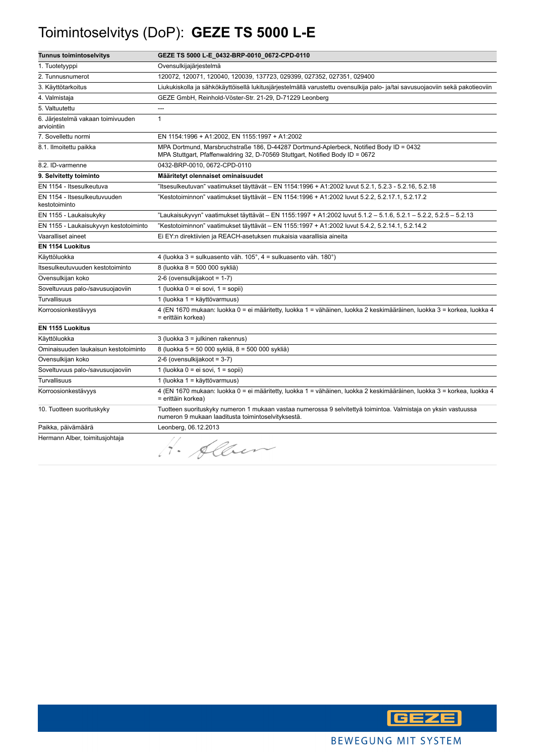# Toimintoselvitys (DoP): **GEZE TS 5000 L-E**

| **Tunnus toimintoselvitys** | **GEZE TS 5000 L-E_0432-BRP-0010_0672-CPD-0110** |
|---|---|
| 1. Tuotetyyppi | Ovensulkijajärjestelmä |
| 2. Tunnusnumerot | 120072, 120071, 120040, 120039, 137723, 029399, 027352, 027351, 029400 |
| 3. Käyttötarkoitus | Liukukiskolla ja sähkökäyttöisellä lukitusjärjestelmällä varustettu ovensulkija palo- ja/tai savusuojaoviin sekä pakotieoviin |
| 4. Valmistaja | GEZE GmbH, Reinhold-Vöster-Str. 21-29, D-71229 Leonberg |
| 5. Valtuutettu | --- |
| 6. Järjestelmä vakaan toimivuuden arviointiin | 1 |
| 7. Sovellettu normi | EN 1154:1996 + A1:2002, EN 1155:1997 + A1:2002 |
| 8.1. Ilmoitettu paikka | MPA Dortmund, Marsbruchstraße 186, D-44287 Dortmund-Aplerbeck, Notified Body ID = 0432<br>MPA Stuttgart, Pfaffenwaldring 32, D-70569 Stuttgart, Notified Body ID = 0672 |
| 8.2. ID-varmenne | 0432-BRP-0010, 0672-CPD-0110 |
| **9. Selvitetty toiminto** | **Määritetyt olennaiset ominaisuudet** |
| EN 1154 - Itsesulkeutuva | "Itsesulkeutuvan" vaatimukset täyttävät – EN 1154:1996 + A1:2002 luvut 5.2.1, 5.2.3 - 5.2.16, 5.2.18 |
| EN 1154 - Itsesulkeutuvuuden kestotoiminto | "Kestotoiminnon" vaatimukset täyttävät – EN 1154:1996 + A1:2002 luvut 5.2.2, 5.2.17.1, 5.2.17.2 |
| EN 1155 - Laukaisukyky | "Laukaisukyvyn" vaatimukset täyttävät – EN 1155:1997 + A1:2002 luvut 5.1.2 – 5.1.6, 5.2.1 – 5.2.2, 5.2.5 – 5.2.13 |
| EN 1155 - Laukaisukyvyn kestotoiminto | "Kestotoiminnon" vaatimukset täyttävät – EN 1155:1997 + A1:2002 luvut 5.4.2, 5.2.14.1, 5.2.14.2 |
| Vaaralliset aineet | Ei EY:n direktiivien ja REACH-asetuksen mukaisia vaarallisia aineita |
| **EN 1154 Luokitus** | |
| Käyttöluokka | 4 (luokka 3 = sulkuasento väh. 105°, 4 = sulkuasento väh. 180°) |
| Itsesulkeutuvuuden kestotoiminto | 8 (luokka 8 = 500 000 sykliä) |
| Ovensulkijan koko | 2-6 (ovensulkijakoot = 1-7) |
| Soveltuvuus palo-/savusuojaoviin | 1 (luokka 0 = ei sovi, 1 = sopii) |
| Turvallisuus | 1 (luokka 1 = käyttövarmuus) |
| Korroosionkestävyys | 4 (EN 1670 mukaan: luokka 0 = ei määritetty, luokka 1 = vähäinen, luokka 2 keskimääräinen, luokka 3 = korkea, luokka 4 = erittäin korkea) |
| **EN 1155 Luokitus** | |
| Käyttöluokka | 3 (luokka 3 = julkinen rakennus) |
| Ominaisuuden laukaisun kestotoiminto | 8 (luokka 5 = 50 000 sykliä, 8 = 500 000 sykliä) |
| Ovensulkijan koko | 2-6 (ovensulkijakoot = 3-7) |
| Soveltuvuus palo-/savusuojaoviin | 1 (luokka 0 = ei sovi, 1 = sopii) |
| Turvallisuus | 1 (luokka 1 = käyttövarmuus) |
| Korroosionkestävyys | 4 (EN 1670 mukaan: luokka 0 = ei määritetty, luokka 1 = vähäinen, luokka 2 keskimääräinen, luokka 3 = korkea, luokka 4 = erittäin korkea) |
| 10. Tuotteen suorituskyky | Tuotteen suorituskyky numeron 1 mukaan vastaa numerossa 9 selvitettyä toimintoa. Valmistaja on yksin vastuussa numeron 9 mukaan laaditusta toimintoselvityksestä. |
| Paikka, päivämäärä | Leonberg, 06.12.2013 |
| Hermann Alber, toimitusjohtaja | H. Alber |

GEZE

BEWEGUNG MIT SYSTEM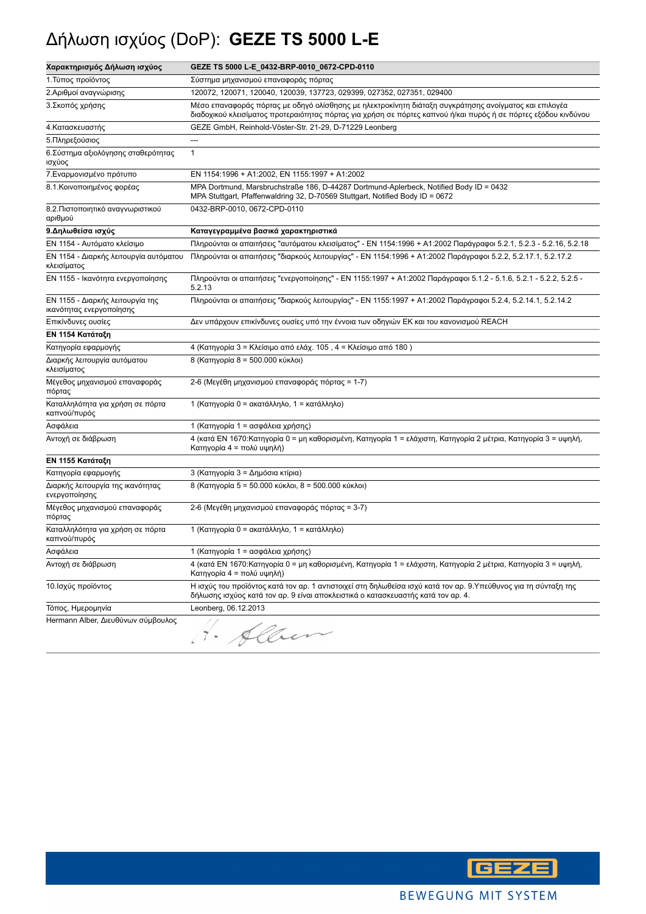# Δήλωση ισχύος (DoP): **GEZE TS 5000 L-E**

| **Χαρακτηρισμός Δήλωση ισχύος** | **GEZE TS 5000 L-E_0432-BRP-0010_0672-CPD-0110** |
|---|---|
| 1.Τύπος προϊόντος | Σύστημα μηχανισμού επαναφοράς πόρτας |
| 2.Αριθμοί αναγνώρισης | 120072, 120071, 120040, 120039, 137723, 029399, 027352, 027351, 029400 |
| 3.Σκοπός χρήσης | Μέσο επαναφοράς πόρτας με οδηγό ολίσθησης με ηλεκτροκίνητη διάταξη συγκράτησης ανοίγματος και επιλογέα διαδοχικού κλεισίματος προτεραιότητας πόρτας για χρήση σε πόρτες καπνού ή/και πυρός ή σε πόρτες εξόδου κινδύνου |
| 4.Κατασκευαστής | GEZE GmbH, Reinhold-Vöster-Str. 21-29, D-71229 Leonberg |
| 5.Πληρεξούσιος | --- |
| 6.Σύστημα αξιολόγησης σταθερότητας ισχύος | 1 |
| 7.Εναρμονισμένο πρότυπο | EN 1154:1996 + A1:2002, EN 1155:1997 + A1:2002 |
| 8.1.Κοινοποιημένος φορέας | MPA Dortmund, Marsbruchstraße 186, D-44287 Dortmund-Aplerbeck, Notified Body ID = 0432<br>MPA Stuttgart, Pfaffenwaldring 32, D-70569 Stuttgart, Notified Body ID = 0672 |
| 8.2.Πιστοποιητικό αναγνωριστικού αριθμού | 0432-BRP-0010, 0672-CPD-0110 |
| **9.Δηλωθείσα ισχύς** | **Καταγεγραμμένα βασικά χαρακτηριστικά** |
| EN 1154 - Αυτόματο κλείσιμο | Πληρούνται οι απαιτήσεις "αυτόματου κλεισίματος" - EN 1154:1996 + A1:2002 Παράγραφοι 5.2.1, 5.2.3 - 5.2.16, 5.2.18 |
| EN 1154 - Διαρκής λειτουργία αυτόματου κλεισίματος | Πληρούνται οι απαιτήσεις "διαρκούς λειτουργίας" - EN 1154:1996 + A1:2002 Παράγραφοι 5.2.2, 5.2.17.1, 5.2.17.2 |
| EN 1155 - Ικανότητα ενεργοποίησης | Πληρούνται οι απαιτήσεις "ενεργοποίησης" - EN 1155:1997 + A1:2002 Παράγραφοι 5.1.2 - 5.1.6, 5.2.1 - 5.2.2, 5.2.5 - 5.2.13 |
| EN 1155 - Διαρκής λειτουργία της ικανότητας ενεργοποίησης | Πληρούνται οι απαιτήσεις "διαρκούς λειτουργίας" - EN 1155:1997 + A1:2002 Παράγραφοι 5.2.4, 5.2.14.1, 5.2.14.2 |
| Επικίνδυνες ουσίες | Δεν υπάρχουν επικίνδυνες ουσίες υπό την έννοια των οδηγιών ΕΚ και του κανονισμού REACH |
| **EN 1154 Κατάταξη** | |
| Κατηγορία εφαρμογής | 4 (Κατηγορία 3 = Κλείσιμο από ελάχ. 105 , 4 = Κλείσιμο από 180 ) |
| Διαρκής λειτουργία αυτόματου κλεισίματος | 8 (Κατηγορία 8 = 500.000 κύκλοι) |
| Μέγεθος μηχανισμού επαναφοράς πόρτας | 2-6 (Μεγέθη μηχανισμού επαναφοράς πόρτας = 1-7) |
| Καταλληλότητα για χρήση σε πόρτα καπνού/πυρός | 1 (Κατηγορία 0 = ακατάλληλο, 1 = κατάλληλο) |
| Ασφάλεια | 1 (Κατηγορία 1 = ασφάλεια χρήσης) |
| Αντοχή σε διάβρωση | 4 (κατά EN 1670:Κατηγορία 0 = μη καθορισμένη, Κατηγορία 1 = ελάχιστη, Κατηγορία 2 μέτρια, Κατηγορία 3 = υψηλή, Κατηγορία 4 = πολύ υψηλή) |
| **EN 1155 Κατάταξη** | |
| Κατηγορία εφαρμογής | 3 (Κατηγορία 3 = Δημόσια κτίρια) |
| Διαρκής λειτουργία της ικανότητας ενεργοποίησης | 8 (Κατηγορία 5 = 50.000 κύκλοι, 8 = 500.000 κύκλοι) |
| Μέγεθος μηχανισμού επαναφοράς πόρτας | 2-6 (Μεγέθη μηχανισμού επαναφοράς πόρτας = 3-7) |
| Καταλληλότητα για χρήση σε πόρτα καπνού/πυρός | 1 (Κατηγορία 0 = ακατάλληλο, 1 = κατάλληλο) |
| Ασφάλεια | 1 (Κατηγορία 1 = ασφάλεια χρήσης) |
| Αντοχή σε διάβρωση | 4 (κατά EN 1670:Κατηγορία 0 = μη καθορισμένη, Κατηγορία 1 = ελάχιστη, Κατηγορία 2 μέτρια, Κατηγορία 3 = υψηλή, Κατηγορία 4 = πολύ υψηλή) |
| 10.Ισχύς προϊόντος | Η ισχύς του προϊόντος κατά τον αρ. 1 αντιστοιχεί στη δηλωθείσα ισχύ κατά τον αρ. 9.Υπεύθυνος για τη σύνταξη της δήλωσης ισχύος κατά τον αρ. 9 είναι αποκλειστικά ο κατασκευαστής κατά τον αρ. 4. |
| Τόπος, Ημερομηνία | Leonberg, 06.12.2013 |
| Hermann Alber, Διευθύνων σύμβουλος | H. Alber |

GEZE

BEWEGUNG MIT SYSTEM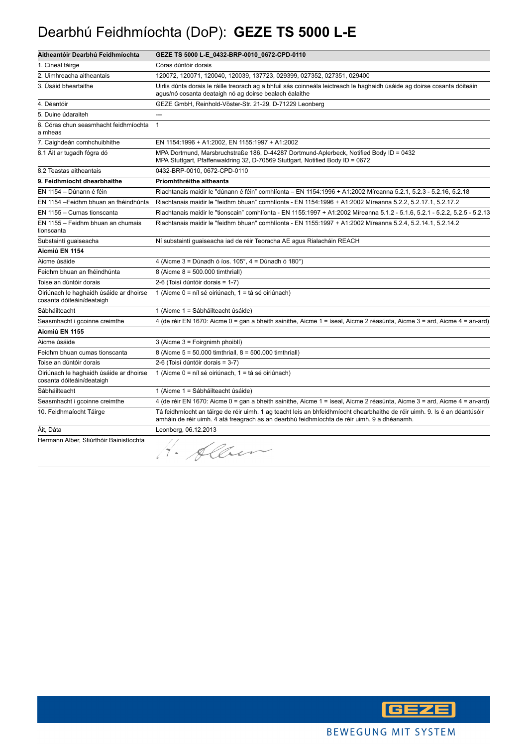# Dearbhú Feidhmíochta (DoP): **GEZE TS 5000 L-E**

| Aitheantóir Dearbhú Feidhmíochta | GEZE TS 5000 L-E_0432-BRP-0010_0672-CPD-0110 |
|---|---|
| 1. Cineál táirge | Córas dúntóir dorais |
| 2. Uimhreacha aitheantais | 120072, 120071, 120040, 120039, 137723, 029399, 027352, 027351, 029400 |
| 3. Úsáid bheartaithe | Uirlis dúnta dorais le ráille treorach ag a bhfuil sás coinneála leictreach le haghaidh úsáide ag doirse cosanta dóiteáin agus/nó cosanta deataigh nó ag doirse bealach éalaithe |
| 4. Déantóir | GEZE GmbH, Reinhold-Vöster-Str. 21-29, D-71229 Leonberg |
| 5. Duine údaraiteh | --- |
| 6. Córas chun seasmhacht feidhmíochta a mheas | 1 |
| 7. Caighdeán comhchuibhithe | EN 1154:1996 + A1:2002, EN 1155:1997 + A1:2002 |
| 8.1 Áit ar tugadh fógra dó | MPA Dortmund, Marsbruchstraße 186, D-44287 Dortmund-Aplerbeck, Notified Body ID = 0432<br>MPA Stuttgart, Pfaffenwaldring 32, D-70569 Stuttgart, Notified Body ID = 0672 |
| 8.2 Teastas aitheantais | 0432-BRP-0010, 0672-CPD-0110 |
| **9. Feidhmíocht dhearbhaithe** | **Príomhthréithe aitheanta** |
| EN 1154 – Dúnann é féin | Riachtanais maidir le "dúnann é féin" comhlíonta – EN 1154:1996 + A1:2002 Míreanna 5.2.1, 5.2.3 - 5.2.16, 5.2.18 |
| EN 1154 –Feidhm bhuan an fhéindhúnta | Riachtanais maidir le "feidhm bhuan" comhlíonta - EN 1154:1996 + A1:2002 Míreanna 5.2.2, 5.2.17.1, 5.2.17.2 |
| EN 1155 – Cumas tionscanta | Riachtanais maidir le "tionscain" comhlíonta - EN 1155:1997 + A1:2002 Míreanna 5.1.2 - 5.1.6, 5.2.1 - 5.2.2, 5.2.5 - 5.2.13 |
| EN 1155 – Feidhm bhuan an chumais tionscanta | Riachtanais maidir le "feidhm bhuan" comhlíonta - EN 1155:1997 + A1:2002 Míreanna 5.2.4, 5.2.14.1, 5.2.14.2 |
| Substaintí guaiseacha | Ní substaintí guaiseacha iad de réir Teoracha AE agus Rialacháin REACH |
| **Aicmiú EN 1154** | |
| Aicme úsáide | 4 (Aicme 3 = Dúnadh ó íos. 105°, 4 = Dúnadh ó 180°) |
| Feidhm bhuan an fhéindhúnta | 8 (Aicme 8 = 500.000 timthriall) |
| Toise an dúntóir dorais | 2-6 (Toisí dúntóir dorais = 1-7) |
| Oiriúnach le haghaidh úsáide ar dhoirse cosanta dóiteáin/deataigh | 1 (Aicme 0 = níl sé oiriúnach, 1 = tá sé oiriúnach) |
| Sábháilteacht | 1 (Aicme 1 = Sábháilteacht úsáide) |
| Seasmhacht i gcoinne creimthe | 4 (de réir EN 1670: Aicme 0 = gan a bheith sainithe, Aicme 1 = íseal, Aicme 2 réasúnta, Aicme 3 = ard, Aicme 4 = an-ard) |
| **Aicmiú EN 1155** | |
| Aicme úsáide | 3 (Aicme 3 = Foirgnimh phoiblí) |
| Feidhm bhuan cumas tionscanta | 8 (Aicme 5 = 50.000 timthriall, 8 = 500.000 timthriall) |
| Toise an dúntóir dorais | 2-6 (Toisí dúntóir dorais = 3-7) |
| Oiriúnach le haghaidh úsáide ar dhoirse cosanta dóiteáin/deataigh | 1 (Aicme 0 = níl sé oiriúnach, 1 = tá sé oiriúnach) |
| Sábháilteacht | 1 (Aicme 1 = Sábháilteacht úsáide) |
| Seasmhacht i gcoinne creimthe | 4 (de réir EN 1670: Aicme 0 = gan a bheith sainithe, Aicme 1 = íseal, Aicme 2 réasúnta, Aicme 3 = ard, Aicme 4 = an-ard) |
| 10. Feidhmaíocht Táirge | Tá feidhmíocht an táirge de réir uimh. 1 ag teacht leis an bhfeidhmíocht dhearbhaithe de réir uimh. 9. Is é an déantúsóir amháin de réir uimh. 4 atá freagrach as an dearbhú feidhmíochta de réir uimh. 9 a dhéanamh. |
| Áit, Dáta | Leonberg, 06.12.2013 |
| Hermann Alber, Stiúrthóir Bainistíochta | H. Alber |

GEZE

BEWEGUNG MIT SYSTEM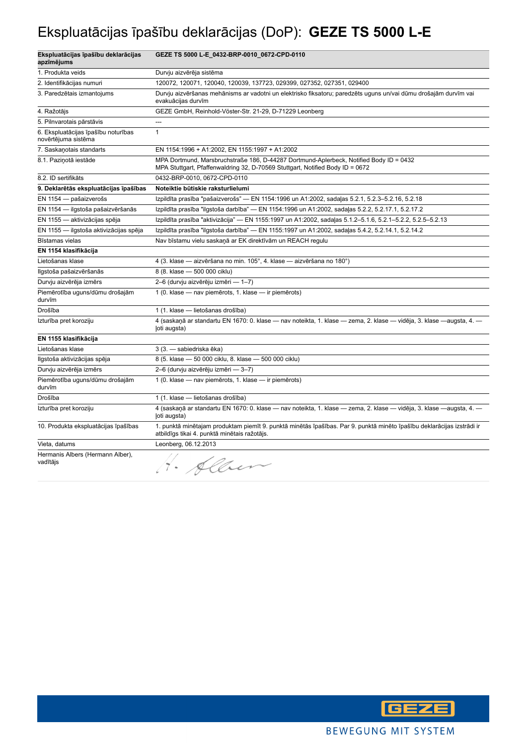# Ekspluatācijas īpašību deklarācijas (DoP): **GEZE TS 5000 L-E**

| **Ekspluatācijas īpašību deklarācijas apzīmējums** | **GEZE TS 5000 L-E_0432-BRP-0010_0672-CPD-0110** |
|---|---|
| 1. Produkta veids | Durvju aizvērēja sistēma |
| 2. Identifikācijas numuri | 120072, 120071, 120040, 120039, 137723, 029399, 027352, 027351, 029400 |
| 3. Paredzētais izmantojums | Durvju aizvēršanas mehānisms ar vadotni un elektrisko fiksatoru; paredzēts uguns un/vai dūmu drošajām durvīm vai evakuācijas durvīm |
| 4. Ražotājs | GEZE GmbH, Reinhold-Vöster-Str. 21-29, D-71229 Leonberg |
| 5. Pilnvarotais pārstāvis | --- |
| 6. Ekspluatācijas īpašību noturības novērtējuma sistēma | 1 |
| 7. Saskaņotais standarts | EN 1154:1996 + A1:2002, EN 1155:1997 + A1:2002 |
| 8.1. Paziņotā iestāde | MPA Dortmund, Marsbruchstraße 186, D-44287 Dortmund-Aplerbeck, Notified Body ID = 0432<br>MPA Stuttgart, Pfaffenwaldring 32, D-70569 Stuttgart, Notified Body ID = 0672 |
| 8.2. ID sertifikāts | 0432-BRP-0010, 0672-CPD-0110 |
| **9. Deklarētās ekspluatācijas īpašības** | **Noteiktie būtiskie raksturlielumi** |
| EN 1154 — pašaizverošs | Izpildīta prasība "pašaizverošs" — EN 1154:1996 un A1:2002, sadaļas 5.2.1, 5.2.3–5.2.16, 5.2.18 |
| EN 1154 — ilgstoša pašaizvēršanās | Izpildīta prasība "ilgstoša darbība" — EN 1154:1996 un A1:2002, sadaļas 5.2.2, 5.2.17.1, 5.2.17.2 |
| EN 1155 — aktivizācijas spēja | Izpildīta prasība "aktivizācija" — EN 1155:1997 un A1:2002, sadaļas 5.1.2–5.1.6, 5.2.1–5.2.2, 5.2.5–5.2.13 |
| EN 1155 — ilgstoša aktivizācijas spēja | Izpildīta prasība "ilgstoša darbība" — EN 1155:1997 un A1:2002, sadaļas 5.4.2, 5.2.14.1, 5.2.14.2 |
| Bīstamas vielas | Nav bīstamu vielu saskaņā ar EK direktīvām un REACH regulu |
| **EN 1154 klasifikācija** | |
| Lietošanas klase | 4 (3. klase — aizvēršana no min. 105°, 4. klase — aizvēršana no 180°) |
| Ilgstoša pašaizvēršanās | 8 (8. klase — 500 000 ciklu) |
| Durvju aizvērēja izmērs | 2–6 (durvju aizvērēju izmēri — 1–7) |
| Piemērotība uguns/dūmu drošajām durvīm | 1 (0. klase — nav piemērots, 1. klase — ir piemērots) |
| Drošība | 1 (1. klase — lietošanas drošība) |
| Izturība pret koroziju | 4 (saskaņā ar standartu EN 1670: 0. klase — nav noteikta, 1. klase — zema, 2. klase — vidēja, 3. klase —augsta, 4. — ļoti augsta) |
| **EN 1155 klasifikācija** | |
| Lietošanas klase | 3 (3. — sabiedriska ēka) |
| Ilgstoša aktivizācijas spēja | 8 (5. klase — 50 000 ciklu, 8. klase — 500 000 ciklu) |
| Durvju aizvērēja izmērs | 2–6 (durvju aizvērēju izmēri — 3–7) |
| Piemērotība uguns/dūmu drošajām durvīm | 1 (0. klase — nav piemērots, 1. klase — ir piemērots) |
| Drošība | 1 (1. klase — lietošanas drošība) |
| Izturība pret koroziju | 4 (saskaņā ar standartu EN 1670: 0. klase — nav noteikta, 1. klase — zema, 2. klase — vidēja, 3. klase —augsta, 4. — ļoti augsta) |
| 10. Produkta ekspluatācijas īpašības | 1. punktā minētajam produktam piemīt 9. punktā minētās īpašības. Par 9. punktā minēto īpašību deklarācijas izstrādi ir atbildīgs tikai 4. punktā minētais ražotājs. |
| Vieta, datums | Leonberg, 06.12.2013 |
| Hermanis Albers (Hermann Alber), vadītājs | H. Alber |

GEZE

BEWEGUNG MIT SYSTEM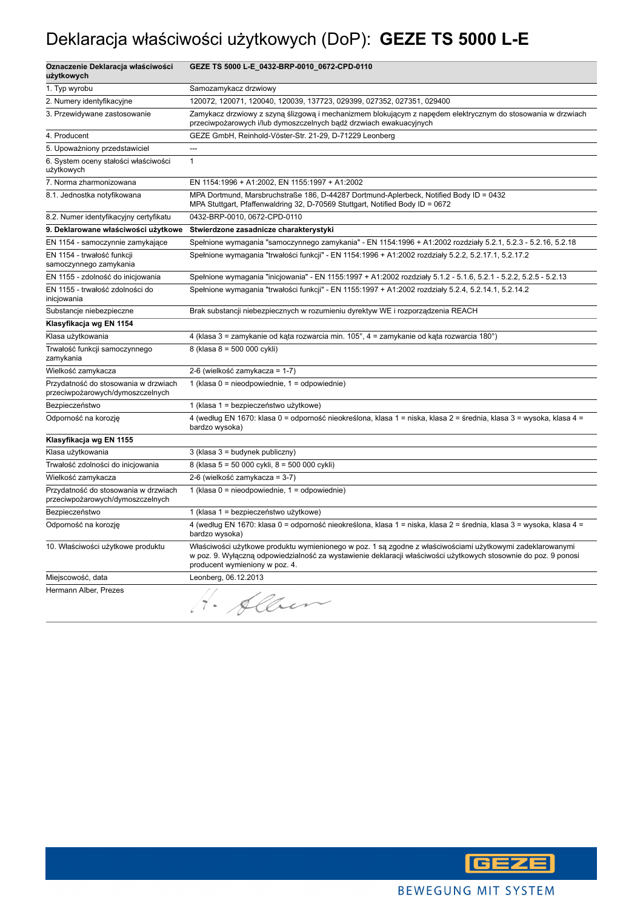# Deklaracja właściwości użytkowych (DoP): **GEZE TS 5000 L-E**

| **Oznaczenie Deklaracja właściwości użytkowych** | **GEZE TS 5000 L-E_0432-BRP-0010_0672-CPD-0110** |
|---|---|
| 1. Typ wyrobu | Samozamykacz drzwiowy |
| 2. Numery identyfikacyjne | 120072, 120071, 120040, 120039, 137723, 029399, 027352, 027351, 029400 |
| 3. Przewidywane zastosowanie | Zamykacz drzwiowy z szyną ślizgową i mechanizmem blokującym z napędem elektrycznym do stosowania w drzwiach przeciwpożarowych i/lub dymoszczelnych bądź drzwiach ewakuacyjnych |
| 4. Producent | GEZE GmbH, Reinhold-Vöster-Str. 21-29, D-71229 Leonberg |
| 5. Upoważniony przedstawiciel | --- |
| 6. System oceny stałości właściwości użytkowych | 1 |
| 7. Norma zharmonizowana | EN 1154:1996 + A1:2002, EN 1155:1997 + A1:2002 |
| 8.1. Jednostka notyfikowana | MPA Dortmund, Marsbruchstraße 186, D-44287 Dortmund-Aplerbeck, Notified Body ID = 0432<br>MPA Stuttgart, Pfaffenwaldring 32, D-70569 Stuttgart, Notified Body ID = 0672 |
| 8.2. Numer identyfikacyjny certyfikatu | 0432-BRP-0010, 0672-CPD-0110 |
| **9. Deklarowane właściwości użytkowe** | **Stwierdzone zasadnicze charakterystyki** |
| EN 1154 - samoczynnie zamykające | Spełnione wymagania "samoczynnego zamykania" - EN 1154:1996 + A1:2002 rozdziały 5.2.1, 5.2.3 - 5.2.16, 5.2.18 |
| EN 1154 - trwałość funkcji samoczynnego zamykania | Spełnione wymagania "trwałości funkcji" - EN 1154:1996 + A1:2002 rozdziały 5.2.2, 5.2.17.1, 5.2.17.2 |
| EN 1155 - zdolność do inicjowania | Spełnione wymagania "inicjowania" - EN 1155:1997 + A1:2002 rozdziały 5.1.2 - 5.1.6, 5.2.1 - 5.2.2, 5.2.5 - 5.2.13 |
| EN 1155 - trwałość zdolności do inicjowania | Spełnione wymagania "trwałości funkcji" - EN 1155:1997 + A1:2002 rozdziały 5.2.4, 5.2.14.1, 5.2.14.2 |
| Substancje niebezpieczne | Brak substancji niebezpiecznych w rozumieniu dyrektyw WE i rozporządzenia REACH |
| **Klasyfikacja wg EN 1154** | |
| Klasa użytkowania | 4 (klasa 3 = zamykanie od kąta rozwarcia min. 105°, 4 = zamykanie od kąta rozwarcia 180°) |
| Trwałość funkcji samoczynnego zamykania | 8 (klasa 8 = 500 000 cykli) |
| Wielkość zamykacza | 2-6 (wielkość zamykacza = 1-7) |
| Przydatność do stosowania w drzwiach przeciwpożarowych/dymoszczelnych | 1 (klasa 0 = nieodpowiednie, 1 = odpowiednie) |
| Bezpieczeństwo | 1 (klasa 1 = bezpieczeństwo użytkowe) |
| Odporność na korozję | 4 (według EN 1670: klasa 0 = odporność nieokreślona, klasa 1 = niska, klasa 2 = średnia, klasa 3 = wysoka, klasa 4 = bardzo wysoka) |
| **Klasyfikacja wg EN 1155** | |
| Klasa użytkowania | 3 (klasa 3 = budynek publiczny) |
| Trwałość zdolności do inicjowania | 8 (klasa 5 = 50 000 cykli, 8 = 500 000 cykli) |
| Wielkość zamykacza | 2-6 (wielkość zamykacza = 3-7) |
| Przydatność do stosowania w drzwiach przeciwpożarowych/dymoszczelnych | 1 (klasa 0 = nieodpowiednie, 1 = odpowiednie) |
| Bezpieczeństwo | 1 (klasa 1 = bezpieczeństwo użytkowe) |
| Odporność na korozję | 4 (według EN 1670: klasa 0 = odporność nieokreślona, klasa 1 = niska, klasa 2 = średnia, klasa 3 = wysoka, klasa 4 = bardzo wysoka) |
| 10. Właściwości użytkowe produktu | Właściwości użytkowe produktu wymienionego w poz. 1 są zgodne z właściwościami użytkowymi zadeklarowanymi w poz. 9. Wyłączną odpowiedzialność za wystawienie deklaracji właściwości użytkowych stosownie do poz. 9 ponosi producent wymieniony w poz. 4. |
| Miejscowość, data | Leonberg, 06.12.2013 |
| Hermann Alber, Prezes | H. Alber |

GEZE

BEWEGUNG MIT SYSTEM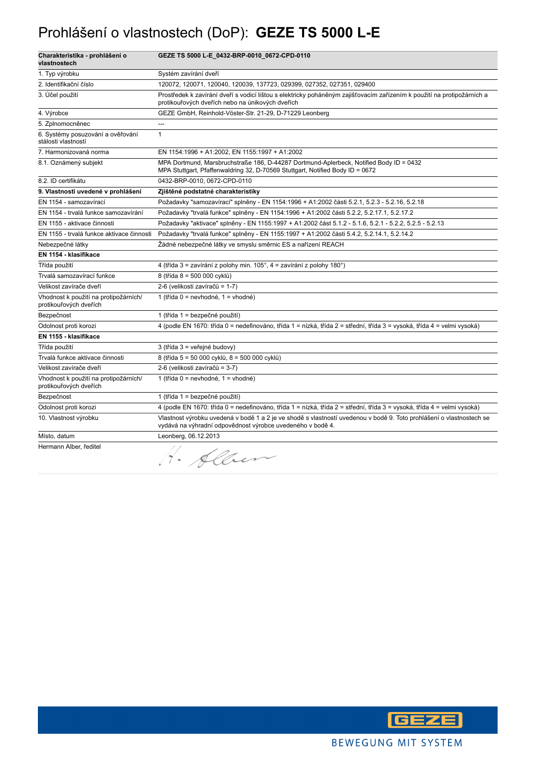# Prohlášení o vlastnostech (DoP): **GEZE TS 5000 L-E**

| Charakteristika - prohlášení o vlastnostech | GEZE TS 5000 L-E_0432-BRP-0010_0672-CPD-0110 |
|---|---|
| 1. Typ výrobku | Systém zavírání dveří |
| 2. Identifikační číslo | 120072, 120071, 120040, 120039, 137723, 029399, 027352, 027351, 029400 |
| 3. Účel použití | Prostředek k zavírání dveří s vodicí lištou s elektricky poháněným zajišťovacím zařízením k použití na protipožárních a protikouřových dveřích nebo na únikových dveřích |
| 4. Výrobce | GEZE GmbH, Reinhold-Vöster-Str. 21-29, D-71229 Leonberg |
| 5. Zplnomocněnec | --- |
| 6. Systémy posuzování a ověřování stálosti vlastností | 1 |
| 7. Harmonizovaná norma | EN 1154:1996 + A1:2002, EN 1155:1997 + A1:2002 |
| 8.1. Oznámený subjekt | MPA Dortmund, Marsbruchstraße 186, D-44287 Dortmund-Aplerbeck, Notified Body ID = 0432<br>MPA Stuttgart, Pfaffenwaldring 32, D-70569 Stuttgart, Notified Body ID = 0672 |
| 8.2. ID certifikátu | 0432-BRP-0010, 0672-CPD-0110 |
| **9. Vlastnosti uvedené v prohlášení** | **Zjištěné podstatné charakteristiky** |
| EN 1154 - samozavírací | Požadavky "samozavírací" splněny - EN 1154:1996 + A1:2002 části 5.2.1, 5.2.3 - 5.2.16, 5.2.18 |
| EN 1154 - trvalá funkce samozavírání | Požadavky "trvalá funkce" splněny - EN 1154:1996 + A1:2002 části 5.2.2, 5.2.17.1, 5.2.17.2 |
| EN 1155 - aktivace činnosti | Požadavky "aktivace" splněny - EN 1155:1997 + A1:2002 část 5.1.2 - 5.1.6, 5.2.1 - 5.2.2, 5.2.5 - 5.2.13 |
| EN 1155 - trvalá funkce aktivace činnosti | Požadavky "trvalá funkce" splněny - EN 1155:1997 + A1:2002 části 5.4.2, 5.2.14.1, 5.2.14.2 |
| Nebezpečné látky | Žádné nebezpečné látky ve smyslu směrnic ES a nařízení REACH |
| **EN 1154 - klasifikace** | |
| Třída použití | 4 (třída 3 = zavírání z polohy min. 105°, 4 = zavírání z polohy 180°) |
| Trvalá samozavírací funkce | 8 (třída 8 = 500 000 cyklů) |
| Velikost zavírače dveří | 2-6 (velikosti zavíračů = 1-7) |
| Vhodnost k použití na protipožárních/ protikouřových dveřích | 1 (třída 0 = nevhodné, 1 = vhodné) |
| Bezpečnost | 1 (třída 1 = bezpečné použití) |
| Odolnost proti korozi | 4 (podle EN 1670: třída 0 = nedefinováno, třída 1 = nízká, třída 2 = střední, třída 3 = vysoká, třída 4 = velmi vysoká) |
| **EN 1155 - klasifikace** | |
| Třída použití | 3 (třída 3 = veřejné budovy) |
| Trvalá funkce aktivace činnosti | 8 (třída 5 = 50 000 cyklů, 8 = 500 000 cyklů) |
| Velikost zavírače dveří | 2-6 (velikosti zavíračů = 3-7) |
| Vhodnost k použití na protipožárních/ protikouřových dveřích | 1 (třída 0 = nevhodné, 1 = vhodné) |
| Bezpečnost | 1 (třída 1 = bezpečné použití) |
| Odolnost proti korozi | 4 (podle EN 1670: třída 0 = nedefinováno, třída 1 = nízká, třída 2 = střední, třída 3 = vysoká, třída 4 = velmi vysoká) |
| 10. Vlastnost výrobku | Vlastnost výrobku uvedená v bodě 1 a 2 je ve shodě s vlastností uvedenou v bodě 9. Toto prohlášení o vlastnostech se vydává na výhradní odpovědnost výrobce uvedeného v bodě 4. |
| Místo, datum | Leonberg, 06.12.2013 |
| Hermann Alber, ředitel | H. Alber |

GEZE

BEWEGUNG MIT SYSTEM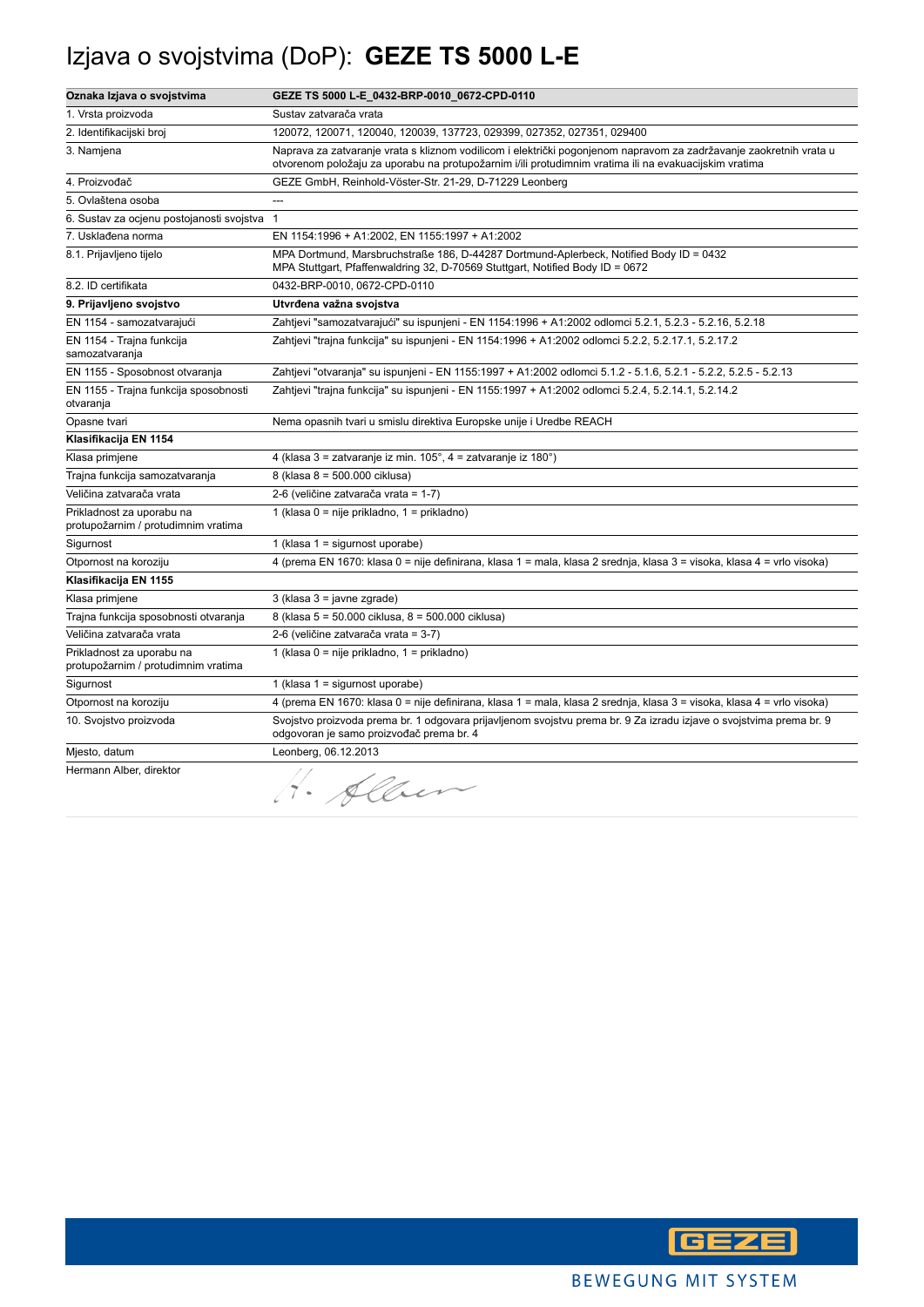# Izjava o svojstvima (DoP): **GEZE TS 5000 L-E**

| **Oznaka Izjava o svojstvima** | **GEZE TS 5000 L-E_0432-BRP-0010_0672-CPD-0110** |
|---|---|
| 1. Vrsta proizvoda | Sustav zatvarača vrata |
| 2. Identifikacijski broj | 120072, 120071, 120040, 120039, 137723, 029399, 027352, 027351, 029400 |
| 3. Namjena | Naprava za zatvaranje vrata s kliznom vodilicom i električki pogonjenom napravom za zadržavanje zaokretnih vrata u otvorenom položaju za uporabu na protupožarnim i/ili protudimnim vratima ili na evakuacijskim vratima |
| 4. Proizvođač | GEZE GmbH, Reinhold-Vöster-Str. 21-29, D-71229 Leonberg |
| 5. Ovlaštena osoba | --- |
| 6. Sustav za ocjenu postojanosti svojstva | 1 |
| 7. Usklađena norma | EN 1154:1996 + A1:2002, EN 1155:1997 + A1:2002 |
| 8.1. Prijavljeno tijelo | MPA Dortmund, Marsbruchstraße 186, D-44287 Dortmund-Aplerbeck, Notified Body ID = 0432<br>MPA Stuttgart, Pfaffenwaldring 32, D-70569 Stuttgart, Notified Body ID = 0672 |
| 8.2. ID certifikata | 0432-BRP-0010, 0672-CPD-0110 |
| **9. Prijavljeno svojstvo** | **Utvrđena važna svojstva** |
| EN 1154 - samozatvarajući | Zahtjevi "samozatvarajući" su ispunjeni - EN 1154:1996 + A1:2002 odlomci 5.2.1, 5.2.3 - 5.2.16, 5.2.18 |
| EN 1154 - Trajna funkcija samozatvaranja | Zahtjevi "trajna funkcija" su ispunjeni - EN 1154:1996 + A1:2002 odlomci 5.2.2, 5.2.17.1, 5.2.17.2 |
| EN 1155 - Sposobnost otvaranja | Zahtjevi "otvaranja" su ispunjeni - EN 1155:1997 + A1:2002 odlomci 5.1.2 - 5.1.6, 5.2.1 - 5.2.2, 5.2.5 - 5.2.13 |
| EN 1155 - Trajna funkcija sposobnosti otvaranja | Zahtjevi "trajna funkcija" su ispunjeni - EN 1155:1997 + A1:2002 odlomci 5.2.4, 5.2.14.1, 5.2.14.2 |
| Opasne tvari | Nema opasnih tvari u smislu direktiva Europske unije i Uredbe REACH |
| **Klasifikacija EN 1154** | |
| Klasa primjene | 4 (klasa 3 = zatvaranje iz min. 105°, 4 = zatvaranje iz 180°) |
| Trajna funkcija samozatvaranja | 8 (klasa 8 = 500.000 ciklusa) |
| Veličina zatvarača vrata | 2-6 (veličine zatvarača vrata = 1-7) |
| Prikladnost za uporabu na protupožarnim / protudimnim vratima | 1 (klasa 0 = nije prikladno, 1 = prikladno) |
| Sigurnost | 1 (klasa 1 = sigurnost uporabe) |
| Otpornost na koroziju | 4 (prema EN 1670: klasa 0 = nije definirana, klasa 1 = mala, klasa 2 srednja, klasa 3 = visoka, klasa 4 = vrlo visoka) |
| **Klasifikacija EN 1155** | |
| Klasa primjene | 3 (klasa 3 = javne zgrade) |
| Trajna funkcija sposobnosti otvaranja | 8 (klasa 5 = 50.000 ciklusa, 8 = 500.000 ciklusa) |
| Veličina zatvarača vrata | 2-6 (veličine zatvarača vrata = 3-7) |
| Prikladnost za uporabu na protupožarnim / protudimnim vratima | 1 (klasa 0 = nije prikladno, 1 = prikladno) |
| Sigurnost | 1 (klasa 1 = sigurnost uporabe) |
| Otpornost na koroziju | 4 (prema EN 1670: klasa 0 = nije definirana, klasa 1 = mala, klasa 2 srednja, klasa 3 = visoka, klasa 4 = vrlo visoka) |
| 10. Svojstvo proizvoda | Svojstvo proizvoda prema br. 1 odgovara prijavljenom svojstvu prema br. 9 Za izradu izjave o svojstvima prema br. 9 odgovoran je samo proizvođač prema br. 4 |
| Mjesto, datum | Leonberg, 06.12.2013 |
| Hermann Alber, direktor | H. Alber |

GEZE

BEWEGUNG MIT SYSTEM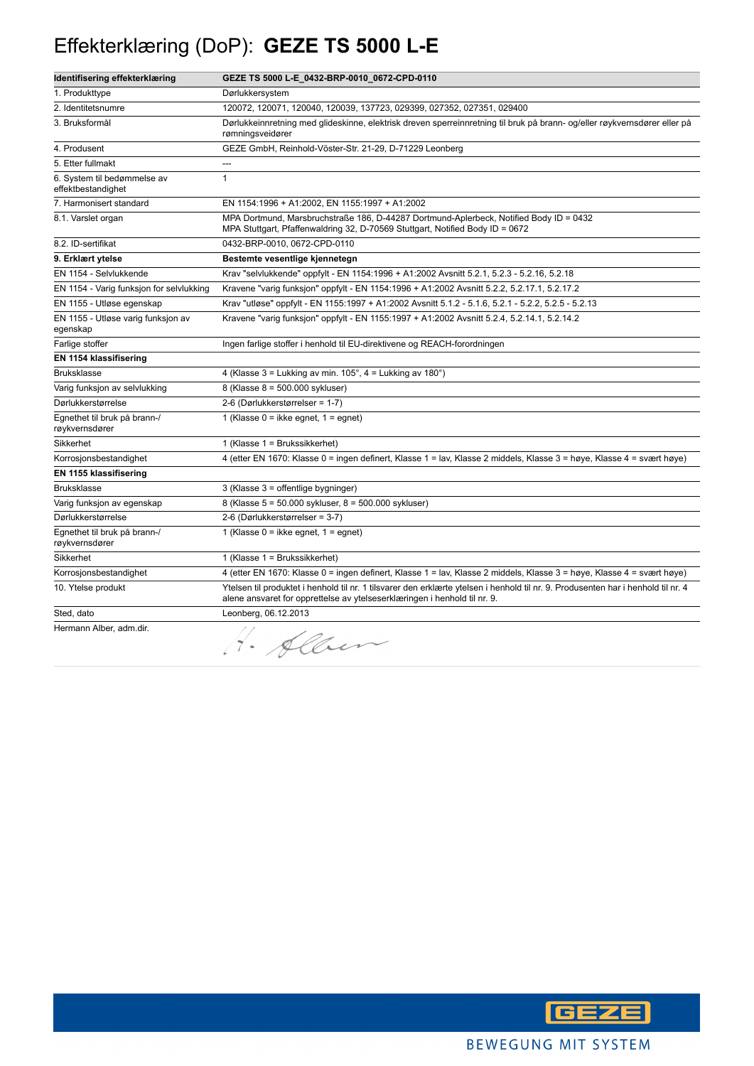# Effekterklæring (DoP): **GEZE TS 5000 L-E**

| Identifisering effekterklæring | GEZE TS 5000 L-E_0432-BRP-0010_0672-CPD-0110 |
|---|---|
| 1. Produkttype | Dørlukkersystem |
| 2. Identitetsnumre | 120072, 120071, 120040, 120039, 137723, 029399, 027352, 027351, 029400 |
| 3. Bruksformål | Dørlukkeinnretning med glideskinne, elektrisk dreven sperreinnretning til bruk på brann- og/eller røykvernsdører eller på rømningsveidører |
| 4. Produsent | GEZE GmbH, Reinhold-Vöster-Str. 21-29, D-71229 Leonberg |
| 5. Etter fullmakt | --- |
| 6. System til bedømmelse av effektbestandighet | 1 |
| 7. Harmonisert standard | EN 1154:1996 + A1:2002, EN 1155:1997 + A1:2002 |
| 8.1. Varslet organ | MPA Dortmund, Marsbruchstraße 186, D-44287 Dortmund-Aplerbeck, Notified Body ID = 0432<br>MPA Stuttgart, Pfaffenwaldring 32, D-70569 Stuttgart, Notified Body ID = 0672 |
| 8.2. ID-sertifikat | 0432-BRP-0010, 0672-CPD-0110 |
| **9. Erklært ytelse** | **Bestemte vesentlige kjennetegn** |
| EN 1154 - Selvlukkende | Krav "selvlukkende" oppfylt - EN 1154:1996 + A1:2002 Avsnitt 5.2.1, 5.2.3 - 5.2.16, 5.2.18 |
| EN 1154 - Varig funksjon for selvlukking | Kravene "varig funksjon" oppfylt - EN 1154:1996 + A1:2002 Avsnitt 5.2.2, 5.2.17.1, 5.2.17.2 |
| EN 1155 - Utløse egenskap | Krav "utløse" oppfylt - EN 1155:1997 + A1:2002 Avsnitt 5.1.2 - 5.1.6, 5.2.1 - 5.2.2, 5.2.5 - 5.2.13 |
| EN 1155 - Utløse varig funksjon av egenskap | Kravene "varig funksjon" oppfylt - EN 1155:1997 + A1:2002 Avsnitt 5.2.4, 5.2.14.1, 5.2.14.2 |
| Farlige stoffer | Ingen farlige stoffer i henhold til EU-direktivene og REACH-forordningen |
| **EN 1154 klassifisering** | |
| Bruksklasse | 4 (Klasse 3 = Lukking av min. 105°, 4 = Lukking av 180°) |
| Varig funksjon av selvlukking | 8 (Klasse 8 = 500.000 sykluser) |
| Dørlukkerstørrelse | 2-6 (Dørlukkerstørrelser = 1-7) |
| Egnethet til bruk på brann-/røykvernsdører | 1 (Klasse 0 = ikke egnet, 1 = egnet) |
| Sikkerhet | 1 (Klasse 1 = Brukssikkerhet) |
| Korrosjonsbestandighet | 4 (etter EN 1670: Klasse 0 = ingen definert, Klasse 1 = lav, Klasse 2 middels, Klasse 3 = høye, Klasse 4 = svært høye) |
| **EN 1155 klassifisering** | |
| Bruksklasse | 3 (Klasse 3 = offentlige bygninger) |
| Varig funksjon av egenskap | 8 (Klasse 5 = 50.000 sykluser, 8 = 500.000 sykluser) |
| Dørlukkerstørrelse | 2-6 (Dørlukkerstørrelser = 3-7) |
| Egnethet til bruk på brann-/røykvernsdører | 1 (Klasse 0 = ikke egnet, 1 = egnet) |
| Sikkerhet | 1 (Klasse 1 = Brukssikkerhet) |
| Korrosjonsbestandighet | 4 (etter EN 1670: Klasse 0 = ingen definert, Klasse 1 = lav, Klasse 2 middels, Klasse 3 = høye, Klasse 4 = svært høye) |
| 10. Ytelse produkt | Ytelsen til produktet i henhold til nr. 1 tilsvarer den erklærte ytelsen i henhold til nr. 9. Produsenten har i henhold til nr. 4 alene ansvaret for opprettelse av ytelseserklæringen i henhold til nr. 9. |
| Sted, dato | Leonberg, 06.12.2013 |
| Hermann Alber, adm.dir. | H. Alber |

GEZE

BEWEGUNG MIT SYSTEM